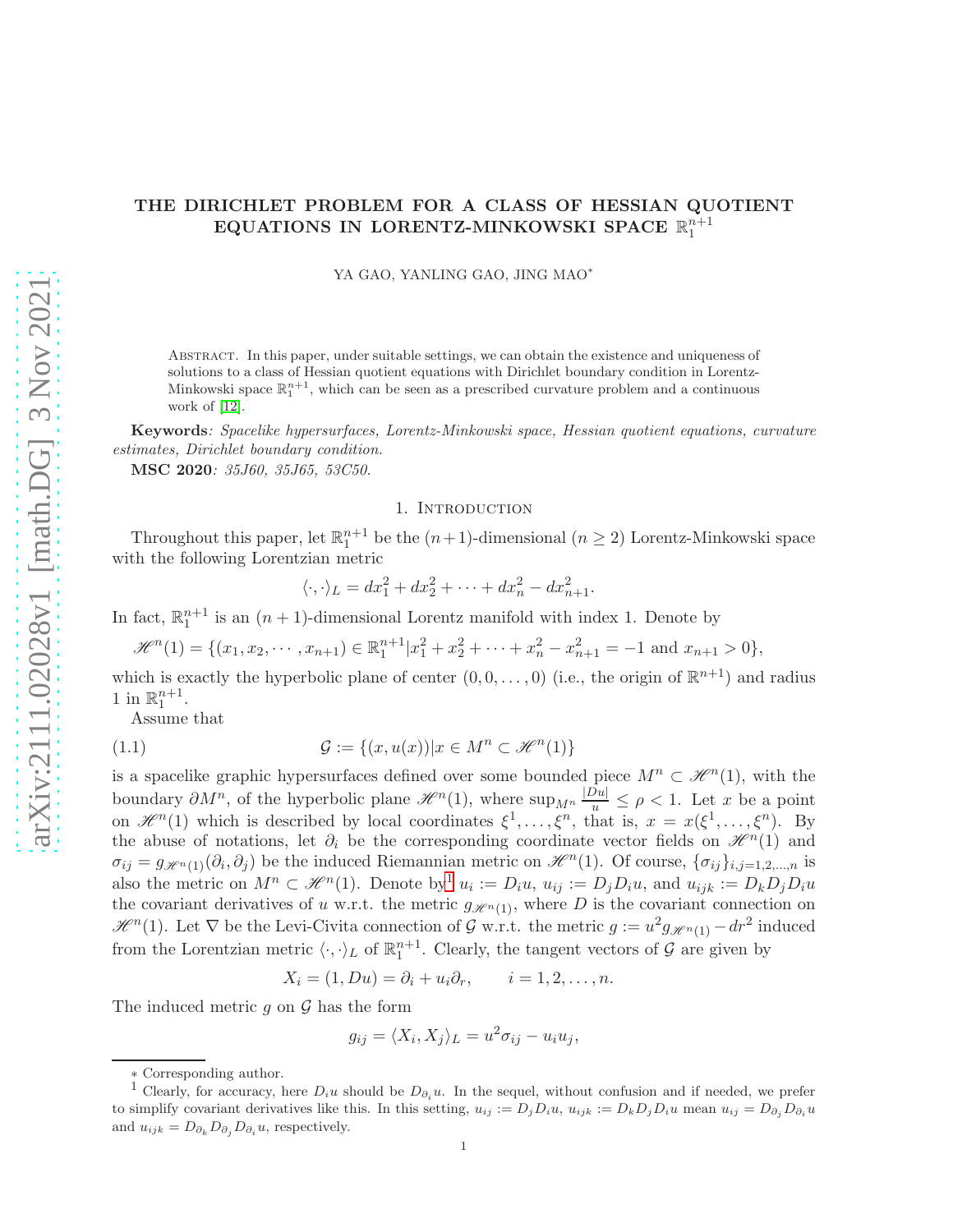# THE DIRICHLET PROBLEM FOR A CLASS OF HESSIAN QUOTIENT EQUATIONS IN LORENTZ-MINKOWSKI SPACE $\mathbb{R}^{n+1}_1$

YA GAO, YANLING GAO, JING MAO*

Abstract. In this paper, under suitable settings, we can obtain the existence and uniqueness of solutions to a class of Hessian quotient equations with Dirichlet boundary condition in Lorentz-Minkowski space $\mathbb{R}^{n+1}_1$, which can be seen as a prescribed curvature problem and a continuous work of [12].

**Keywords**: *Spacelike hypersurfaces, Lorentz-Minkowski space, Hessian quotient equations, curvature estimates, Dirichlet boundary condition.*

**MSC 2020**: *35J60, 35J65, 53C50.*

## 1. Introduction

Throughout this paper, let $\mathbb{R}^{n+1}_1$ be the $(n+1)$-dimensional $(n \geq 2)$ Lorentz-Minkowski space with the following Lorentzian metric

$$\langle \cdot, \cdot \rangle_L = dx_1^2 + dx_2^2 + \cdots + dx_n^2 - dx_{n+1}^2.$$

In fact, $\mathbb{R}^{n+1}_1$ is an $(n+1)$-dimensional Lorentz manifold with index 1. Denote by

$$\mathscr{H}^n(1) = \{(x_1, x_2, \cdots, x_{n+1}) \in \mathbb{R}^{n+1}_1 | x_1^2 + x_2^2 + \cdots + x_n^2 - x_{n+1}^2 = -1 \text{ and } x_{n+1} > 0\},$$

which is exactly the hyperbolic plane of center $(0, 0, \ldots, 0)$ (i.e., the origin of $\mathbb{R}^{n+1}$) and radius 1 in $\mathbb{R}^{n+1}_1$.

Assume that

$$\mathcal{G} := \{(x, u(x)) | x \in M^n \subset \mathscr{H}^n(1)\} \tag{1.1}$$

is a spacelike graphic hypersurfaces defined over some bounded piece $M^n \subset \mathscr{H}^n(1)$, with the boundary $\partial M^n$, of the hyperbolic plane $\mathscr{H}^n(1)$, where $\sup_{M^n} \frac{|Du|}{u} \leq \rho < 1$. Let $x$ be a point on $\mathscr{H}^n(1)$ which is described by local coordinates $\xi^1, \ldots, \xi^n$, that is, $x = x(\xi^1, \ldots, \xi^n)$. By the abuse of notations, let $\partial_i$ be the corresponding coordinate vector fields on $\mathscr{H}^n(1)$ and $\sigma_{ij} = g_{\mathscr{H}^n(1)}(\partial_i, \partial_j)$ be the induced Riemannian metric on $\mathscr{H}^n(1)$. Of course, $\{\sigma_{ij}\}_{i,j=1,2,\ldots,n}$ is also the metric on $M^n \subset \mathscr{H}^n(1)$. Denote by[1] $u_i := D_i u$, $u_{ij} := D_j D_i u$, and $u_{ijk} := D_k D_j D_i u$ the covariant derivatives of $u$ w.r.t. the metric $g_{\mathscr{H}^n(1)}$, where $D$ is the covariant connection on $\mathscr{H}^n(1)$. Let $\nabla$ be the Levi-Civita connection of $\mathcal{G}$ w.r.t. the metric $g := u^2 g_{\mathscr{H}^n(1)} - dr^2$ induced from the Lorentzian metric $\langle \cdot, \cdot \rangle_L$ of $\mathbb{R}^{n+1}_1$. Clearly, the tangent vectors of $\mathcal{G}$ are given by

$$X_i = (1, Du) = \partial_i + u_i \partial_r, \qquad i = 1, 2, \ldots, n.$$

The induced metric $g$ on $\mathcal{G}$ has the form

$$g_{ij} = \langle X_i, X_j \rangle_L = u^2 \sigma_{ij} - u_i u_j,$$

---

\* Corresponding author.

[1] Clearly, for accuracy, here $D_i u$ should be $D_{\partial_i} u$. In the sequel, without confusion and if needed, we prefer to simplify covariant derivatives like this. In this setting, $u_{ij} := D_j D_i u$, $u_{ijk} := D_k D_j D_i u$ mean $u_{ij} = D_{\partial_j} D_{\partial_i} u$ and $u_{ijk} = D_{\partial_k} D_{\partial_j} D_{\partial_i} u$, respectively.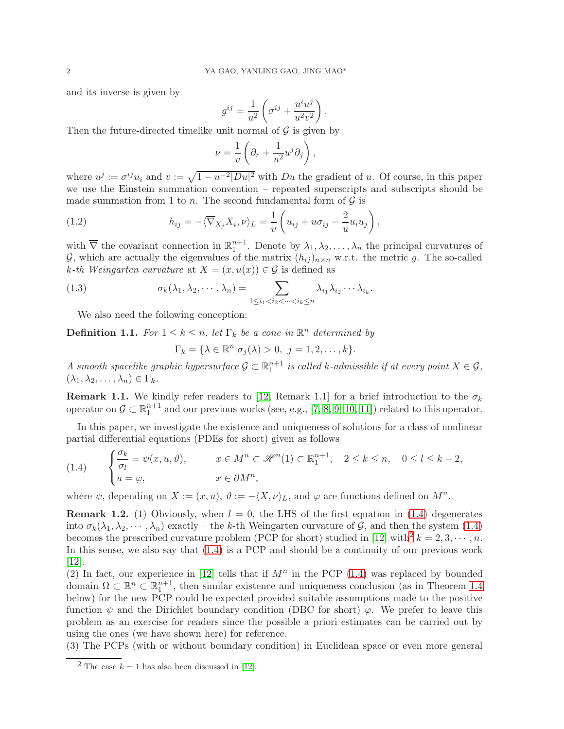and its inverse is given by

$$g^{ij} = \frac{1}{u^2}\left(\sigma^{ij} + \frac{u^i u^j}{u^2 v^2}\right).$$

Then the future-directed timelike unit normal of $\mathcal{G}$ is given by

$$\nu = \frac{1}{v}\left(\partial_r + \frac{1}{u^2}u^j \partial_j\right),$$

where $u^j := \sigma^{ij}u_i$ and $v := \sqrt{1 - u^{-2}|Du|^2}$ with $Du$ the gradient of $u$. Of course, in this paper we use the Einstein summation convention – repeated superscripts and subscripts should be made summation from 1 to $n$. The second fundamental form of $\mathcal{G}$ is

$$h_{ij} = -\langle \overline{\nabla}_{X_j} X_i, \nu\rangle_L = \frac{1}{v}\left(u_{ij} + u\sigma_{ij} - \frac{2}{u}u_i u_j\right), \tag{1.2}$$

with $\overline{\nabla}$ the covariant connection in $\mathbb{R}^{n+1}_1$. Denote by $\lambda_1, \lambda_2, \ldots, \lambda_n$ the principal curvatures of $\mathcal{G}$, which are actually the eigenvalues of the matrix $(h_{ij})_{n\times n}$ w.r.t. the metric $g$. The so-called *$k$-th Weingarten curvature* at $X = (x, u(x)) \in \mathcal{G}$ is defined as

$$\sigma_k(\lambda_1, \lambda_2, \cdots, \lambda_n) = \sum_{1\leq i_1 < i_2 < \cdots < i_k \leq n} \lambda_{i_1}\lambda_{i_2}\cdots\lambda_{i_k}. \tag{1.3}$$

We also need the following conception:

**Definition 1.1.** *For $1 \leq k \leq n$, let $\Gamma_k$ be a cone in $\mathbb{R}^n$ determined by*

$$\Gamma_k = \{\lambda \in \mathbb{R}^n | \sigma_j(\lambda) > 0, \ j = 1, 2, \ldots, k\}.$$

*A smooth spacelike graphic hypersurface $\mathcal{G} \subset \mathbb{R}^{n+1}_1$ is called $k$-admissible if at every point $X \in \mathcal{G}$, $(\lambda_1, \lambda_2, \ldots, \lambda_n) \in \Gamma_k$.*

**Remark 1.1.** We kindly refer readers to [12, Remark 1.1] for a brief introduction to the $\sigma_k$ operator on $\mathcal{G} \subset \mathbb{R}^{n+1}_1$ and our previous works (see, e.g., [7, 8, 9, 10, 11]) related to this operator.

In this paper, we investigate the existence and uniqueness of solutions for a class of nonlinear partial differential equations (PDEs for short) given as follows

$$\begin{cases} \dfrac{\sigma_k}{\sigma_l} = \psi(x, u, \vartheta), & x \in M^n \subset \mathscr{H}^n(1) \subset \mathbb{R}^{n+1}_1, \quad 2 \leq k \leq n, \quad 0 \leq l \leq k-2, \\ u = \varphi, & x \in \partial M^n, \end{cases} \tag{1.4}$$

where $\psi$, depending on $X := (x, u)$, $\vartheta := -\langle X, \nu\rangle_L$, and $\varphi$ are functions defined on $M^n$.

**Remark 1.2.** (1) Obviously, when $l = 0$, the LHS of the first equation in (1.4) degenerates into $\sigma_k(\lambda_1, \lambda_2, \cdots, \lambda_n)$ exactly – the $k$-th Weingarten curvature of $\mathcal{G}$, and then the system (1.4) becomes the prescribed curvature problem (PCP for short) studied in [12] with[2] $k = 2, 3, \cdots, n$. In this sense, we also say that (1.4) is a PCP and should be a continuity of our previous work [12].
(2) In fact, our experience in [12] tells that if $M^n$ in the PCP (1.4) was replaced by bounded domain $\Omega \subset \mathbb{R}^n \subset \mathbb{R}^{n+1}_1$, then similar existence and uniqueness conclusion (as in Theorem 1.4 below) for the new PCP could be expected provided suitable assumptions made to the positive function $\psi$ and the Dirichlet boundary condition (DBC for short) $\varphi$. We prefer to leave this problem as an exercise for readers since the possible a priori estimates can be carried out by using the ones (we have shown here) for reference.
(3) The PCPs (with or without boundary condition) in Euclidean space or even more general

[2] The case $k = 1$ has also been discussed in [12].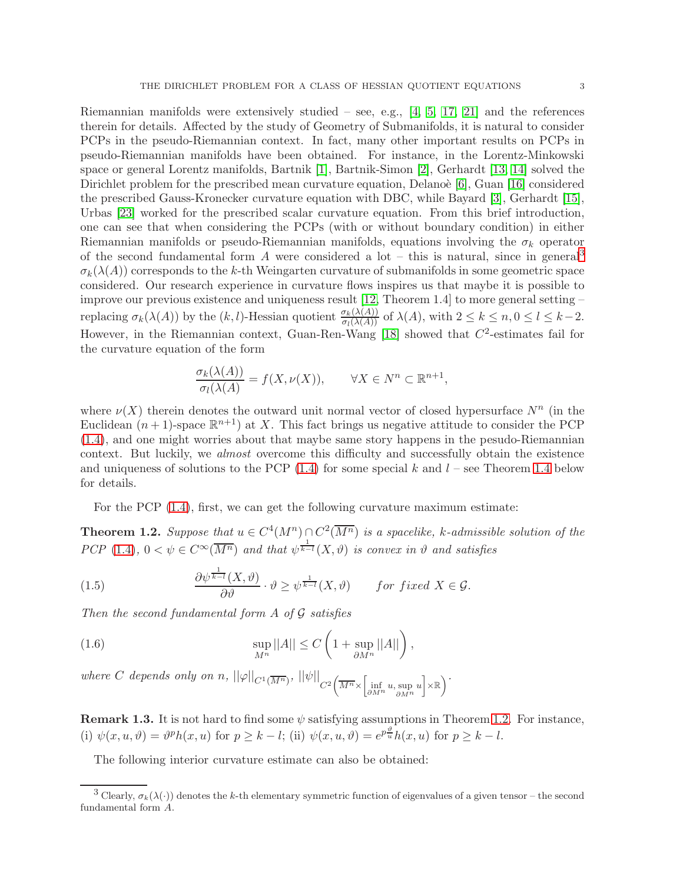Riemannian manifolds were extensively studied – see, e.g., [4, 5, 17, 21] and the references therein for details. Affected by the study of Geometry of Submanifolds, it is natural to consider PCPs in the pseudo-Riemannian context. In fact, many other important results on PCPs in pseudo-Riemannian manifolds have been obtained. For instance, in the Lorentz-Minkowski space or general Lorentz manifolds, Bartnik [1], Bartnik-Simon [2], Gerhardt [13, 14] solved the Dirichlet problem for the prescribed mean curvature equation, Delanoè [6], Guan [16] considered the prescribed Gauss-Kronecker curvature equation with DBC, while Bayard [3], Gerhardt [15], Urbas [23] worked for the prescribed scalar curvature equation. From this brief introduction, one can see that when considering the PCPs (with or without boundary condition) in either Riemannian manifolds or pseudo-Riemannian manifolds, equations involving the $\sigma_k$ operator of the second fundamental form $A$ were considered a lot – this is natural, since in general[3] $\sigma_k(\lambda(A))$ corresponds to the $k$-th Weingarten curvature of submanifolds in some geometric space considered. Our research experience in curvature flows inspires us that maybe it is possible to improve our previous existence and uniqueness result [12, Theorem 1.4] to more general setting – replacing $\sigma_k(\lambda(A))$ by the $(k,l)$-Hessian quotient $\frac{\sigma_k(\lambda(A))}{\sigma_l(\lambda(A))}$ of $\lambda(A)$, with $2 \leq k \leq n, 0 \leq l \leq k-2$. However, in the Riemannian context, Guan-Ren-Wang [18] showed that $C^2$-estimates fail for the curvature equation of the form

$$\frac{\sigma_k(\lambda(A))}{\sigma_l(\lambda(A)}=f(X,\nu(X)), \qquad \forall X \in N^n \subset \mathbb{R}^{n+1},$$

where $\nu(X)$ therein denotes the outward unit normal vector of closed hypersurface $N^n$ (in the Euclidean $(n+1)$-space $\mathbb{R}^{n+1}$) at $X$. This fact brings us negative attitude to consider the PCP (1.4), and one might worries about that maybe same story happens in the pesudo-Riemannian context. But luckily, we *almost* overcome this difficulty and successfully obtain the existence and uniqueness of solutions to the PCP (1.4) for some special $k$ and $l$ – see Theorem 1.4 below for details.

For the PCP (1.4), first, we can get the following curvature maximum estimate:

**Theorem 1.2.** *Suppose that $u \in C^4(M^n) \cap C^2(\overline{M^n})$ is a spacelike, $k$-admissible solution of the PCP (1.4), $0 < \psi \in C^\infty(\overline{M^n})$ and that $\psi^{\frac{1}{k-l}}(X,\vartheta)$ is convex in $\vartheta$ and satisfies*

$$\frac{\partial \psi^{\frac{1}{k-l}}(X,\vartheta)}{\partial \vartheta} \cdot \vartheta \geq \psi^{\frac{1}{k-l}}(X,\vartheta) \qquad \textit{for fixed } X \in \mathcal{G}. \tag{1.5}$$

*Then the second fundamental form $A$ of $\mathcal{G}$ satisfies*

$$\sup_{M^n} ||A|| \leq C\left(1+\sup_{\partial M^n}||A||\right), \tag{1.6}$$

*where $C$ depends only on $n$, $||\varphi||_{C^1(\overline{M^n})}$, $||\psi||_{C^2\left(\overline{M^n}\times\left[\inf_{\partial M^n} u, \sup_{\partial M^n} u\right]\times\mathbb{R}\right)}$.*

**Remark 1.3.** It is not hard to find some $\psi$ satisfying assumptions in Theorem 1.2. For instance, (i) $\psi(x,u,\vartheta)=\vartheta^p h(x,u)$ for $p \geq k-l$; (ii) $\psi(x,u,\vartheta)=e^{p\frac{\vartheta}{u}}h(x,u)$ for $p \geq k-l$.

The following interior curvature estimate can also be obtained:

[3] Clearly, $\sigma_k(\lambda(\cdot))$ denotes the $k$-th elementary symmetric function of eigenvalues of a given tensor – the second fundamental form $A$.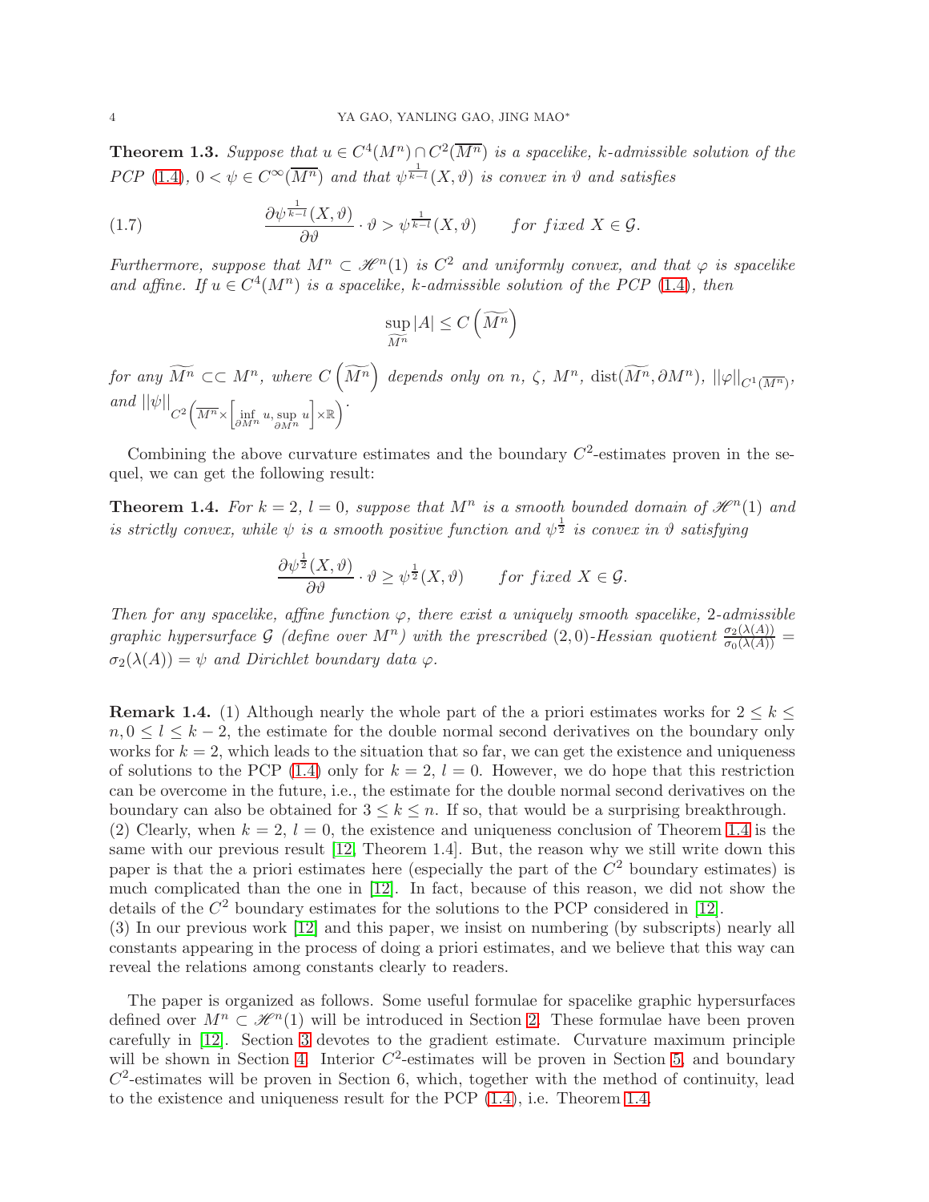**Theorem 1.3.** *Suppose that $u \in C^4(M^n) \cap C^2(\overline{M^n})$ is a spacelike, $k$-admissible solution of the PCP (1.4), $0 < \psi \in C^\infty(\overline{M^n})$ and that $\psi^{\frac{1}{k-l}}(X, \vartheta)$ is convex in $\vartheta$ and satisfies*

$$\frac{\partial \psi^{\frac{1}{k-l}}(X,\vartheta)}{\partial \vartheta} \cdot \vartheta > \psi^{\frac{1}{k-l}}(X,\vartheta) \qquad \text{for fixed } X \in \mathcal{G}. \tag{1.7}$$

*Furthermore, suppose that $M^n \subset \mathscr{H}^n(1)$ is $C^2$ and uniformly convex, and that $\varphi$ is spacelike and affine. If $u \in C^4(M^n)$ is a spacelike, $k$-admissible solution of the PCP (1.4), then*

$$\sup_{\widetilde{M^n}} |A| \leq C\left(\widetilde{M^n}\right)$$

*for any $\widetilde{M^n} \subset\subset M^n$, where $C\left(\widetilde{M^n}\right)$ depends only on $n$, $\zeta$, $M^n$, $\mathrm{dist}(\widetilde{M^n}, \partial M^n)$, $||\varphi||_{C^1(\overline{M^n})}$, and $||\psi||_{C^2\left(\overline{M^n}\times\left[\inf_{\partial M^n} u, \sup_{\partial M^n} u\right]\times\mathbb{R}\right)}$.*

Combining the above curvature estimates and the boundary $C^2$-estimates proven in the sequel, we can get the following result:

**Theorem 1.4.** *For $k = 2$, $l = 0$, suppose that $M^n$ is a smooth bounded domain of $\mathscr{H}^n(1)$ and is strictly convex, while $\psi$ is a smooth positive function and $\psi^{\frac{1}{2}}$ is convex in $\vartheta$ satisfying*

$$\frac{\partial \psi^{\frac{1}{2}}(X,\vartheta)}{\partial \vartheta} \cdot \vartheta \geq \psi^{\frac{1}{2}}(X,\vartheta) \qquad \text{for fixed } X \in \mathcal{G}.$$

*Then for any spacelike, affine function $\varphi$, there exist a uniquely smooth spacelike, 2-admissible graphic hypersurface $\mathcal{G}$ (define over $M^n$) with the prescribed $(2,0)$-Hessian quotient $\frac{\sigma_2(\lambda(A))}{\sigma_0(\lambda(A))} = \sigma_2(\lambda(A)) = \psi$ and Dirichlet boundary data $\varphi$.*

**Remark 1.4.** (1) Although nearly the whole part of the a priori estimates works for $2 \leq k \leq n, 0 \leq l \leq k-2$, the estimate for the double normal second derivatives on the boundary only works for $k = 2$, which leads to the situation that so far, we can get the existence and uniqueness of solutions to the PCP (1.4) only for $k = 2$, $l = 0$. However, we do hope that this restriction can be overcome in the future, i.e., the estimate for the double normal second derivatives on the boundary can also be obtained for $3 \leq k \leq n$. If so, that would be a surprising breakthrough.
(2) Clearly, when $k = 2$, $l = 0$, the existence and uniqueness conclusion of Theorem 1.4 is the same with our previous result [12, Theorem 1.4]. But, the reason why we still write down this paper is that the a priori estimates here (especially the part of the $C^2$ boundary estimates) is much complicated than the one in [12]. In fact, because of this reason, we did not show the details of the $C^2$ boundary estimates for the solutions to the PCP considered in [12].
(3) In our previous work [12] and this paper, we insist on numbering (by subscripts) nearly all constants appearing in the process of doing a priori estimates, and we believe that this way can reveal the relations among constants clearly to readers.

The paper is organized as follows. Some useful formulae for spacelike graphic hypersurfaces defined over $M^n \subset \mathscr{H}^n(1)$ will be introduced in Section 2. These formulae have been proven carefully in [12]. Section 3 devotes to the gradient estimate. Curvature maximum principle will be shown in Section 4. Interior $C^2$-estimates will be proven in Section 5, and boundary $C^2$-estimates will be proven in Section 6, which, together with the method of continuity, lead to the existence and uniqueness result for the PCP (1.4), i.e. Theorem 1.4.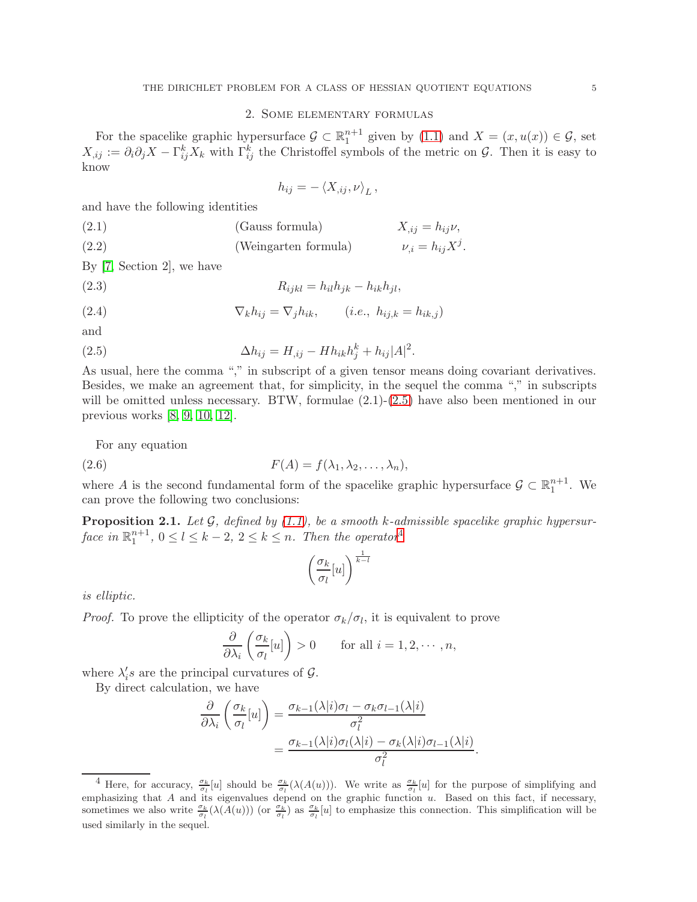## 2. Some elementary formulas

For the spacelike graphic hypersurface $\mathcal{G} \subset \mathbb{R}^{n+1}_1$ given by (1.1) and $X = (x, u(x)) \in \mathcal{G}$, set $X_{,ij} := \partial_i \partial_j X - \Gamma^k_{ij} X_k$ with $\Gamma^k_{ij}$ the Christoffel symbols of the metric on $\mathcal{G}$. Then it is easy to know

$$h_{ij} = -\langle X_{,ij}, \nu \rangle_L,$$

and have the following identities

$$X_{,ij} = h_{ij}\nu, \qquad \text{(Gauss formula)} \tag{2.1}$$

$$\nu_{,i} = h_{ij}X^j. \qquad \text{(Weingarten formula)} \tag{2.2}$$

By [7, Section 2], we have

$$R_{ijkl} = h_{il}h_{jk} - h_{ik}h_{jl}, \tag{2.3}$$

$$\nabla_k h_{ij} = \nabla_j h_{ik}, \qquad (i.e.,\ h_{ij,k} = h_{ik,j}) \tag{2.4}$$

and

$$\Delta h_{ij} = H_{,ij} - H h_{ik} h^k_j + h_{ij}|A|^2. \tag{2.5}$$

As usual, here the comma "," in subscript of a given tensor means doing covariant derivatives. Besides, we make an agreement that, for simplicity, in the sequel the comma "," in subscripts will be omitted unless necessary. BTW, formulae (2.1)-(2.5) have also been mentioned in our previous works [8, 9, 10, 12].

For any equation

$$F(A) = f(\lambda_1, \lambda_2, \ldots, \lambda_n), \tag{2.6}$$

where $A$ is the second fundamental form of the spacelike graphic hypersurface $\mathcal{G} \subset \mathbb{R}^{n+1}_1$. We can prove the following two conclusions:

**Proposition 2.1.** *Let $\mathcal{G}$, defined by (1.1), be a smooth $k$-admissible spacelike graphic hypersurface in $\mathbb{R}^{n+1}_1$, $0 \leq l \leq k-2$, $2 \leq k \leq n$. Then the operator*[4]

$$\left(\frac{\sigma_k}{\sigma_l}[u]\right)^{\frac{1}{k-l}}$$

*is elliptic.*

*Proof.* To prove the ellipticity of the operator $\sigma_k/\sigma_l$, it is equivalent to prove

$$\frac{\partial}{\partial \lambda_i}\left(\frac{\sigma_k}{\sigma_l}[u]\right) > 0 \qquad \text{for all } i = 1, 2, \cdots, n,$$

where $\lambda_i'$s are the principal curvatures of $\mathcal{G}$.

By direct calculation, we have

$$\begin{aligned}
\frac{\partial}{\partial \lambda_i}\left(\frac{\sigma_k}{\sigma_l}[u]\right) &= \frac{\sigma_{k-1}(\lambda|i)\sigma_l - \sigma_k \sigma_{l-1}(\lambda|i)}{\sigma_l^2} \\
&= \frac{\sigma_{k-1}(\lambda|i)\sigma_l(\lambda|i) - \sigma_k(\lambda|i)\sigma_{l-1}(\lambda|i)}{\sigma_l^2}.
\end{aligned}$$

---

[4] Here, for accuracy, $\frac{\sigma_k}{\sigma_l}[u]$ should be $\frac{\sigma_k}{\sigma_l}(\lambda(A(u)))$. We write as $\frac{\sigma_k}{\sigma_l}[u]$ for the purpose of simplifying and emphasizing that $A$ and its eigenvalues depend on the graphic function $u$. Based on this fact, if necessary, sometimes we also write $\frac{\sigma_k}{\sigma_l}(\lambda(A(u)))$ (or $\frac{\sigma_k}{\sigma_l}$) as $\frac{\sigma_k}{\sigma_l}[u]$ to emphasize this connection. This simplification will be used similarly in the sequel.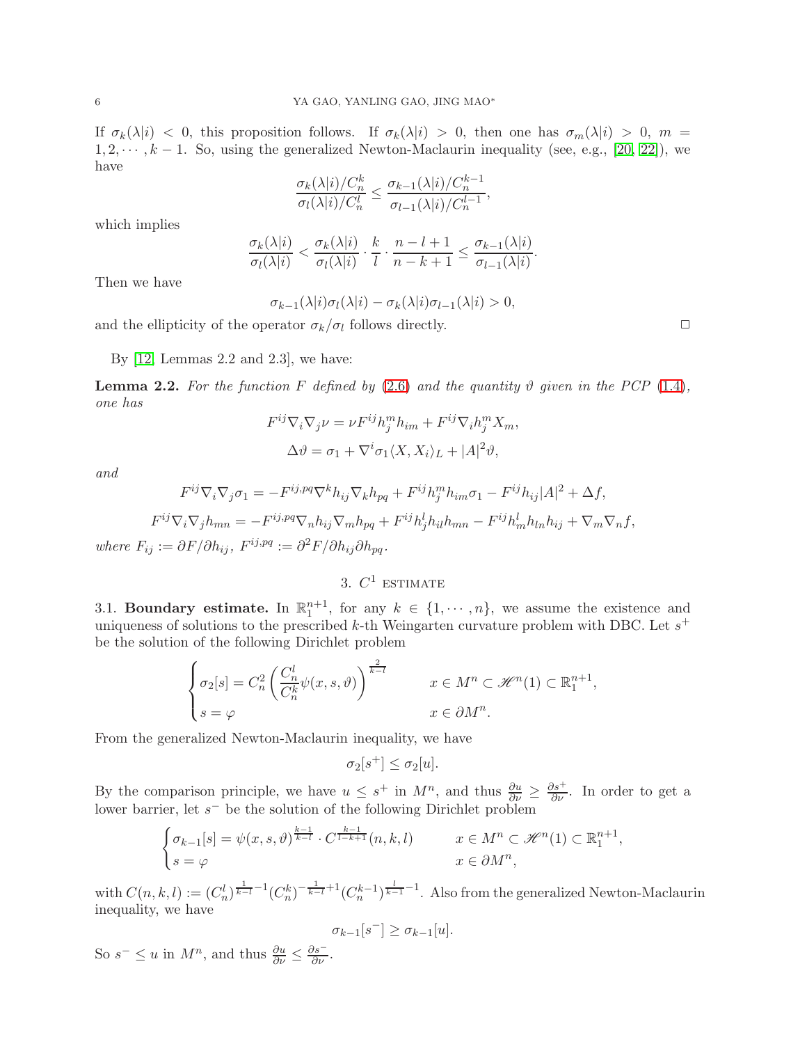If $\sigma_k(\lambda|i) < 0$, this proposition follows. If $\sigma_k(\lambda|i) > 0$, then one has $\sigma_m(\lambda|i) > 0$, $m = 1, 2, \cdots, k-1$. So, using the generalized Newton-Maclaurin inequality (see, e.g., [20, 22]), we have

$$\frac{\sigma_k(\lambda|i)/C_n^k}{\sigma_l(\lambda|i)/C_n^l} \leq \frac{\sigma_{k-1}(\lambda|i)/C_n^{k-1}}{\sigma_{l-1}(\lambda|i)/C_n^{l-1}},$$

which implies

$$\frac{\sigma_k(\lambda|i)}{\sigma_l(\lambda|i)} < \frac{\sigma_k(\lambda|i)}{\sigma_l(\lambda|i)} \cdot \frac{k}{l} \cdot \frac{n-l+1}{n-k+1} \leq \frac{\sigma_{k-1}(\lambda|i)}{\sigma_{l-1}(\lambda|i)}.$$

Then we have

$$\sigma_{k-1}(\lambda|i)\sigma_l(\lambda|i) - \sigma_k(\lambda|i)\sigma_{l-1}(\lambda|i) > 0,$$

and the ellipticity of the operator $\sigma_k/\sigma_l$ follows directly. $\square$

By [12, Lemmas 2.2 and 2.3], we have:

**Lemma 2.2.** *For the function $F$ defined by (2.6) and the quantity $\vartheta$ given in the PCP (1.4), one has*

$$F^{ij}\nabla_i\nabla_j\nu = \nu F^{ij}h_j^m h_{im} + F^{ij}\nabla_i h_j^m X_m,$$

$$\Delta\vartheta = \sigma_1 + \nabla^i\sigma_1\langle X, X_i\rangle_L + |A|^2\vartheta,$$

*and*

$$F^{ij}\nabla_i\nabla_j\sigma_1 = -F^{ij,pq}\nabla^k h_{ij}\nabla_k h_{pq} + F^{ij}h_j^m h_{im}\sigma_1 - F^{ij}h_{ij}|A|^2 + \Delta f,$$

$$F^{ij}\nabla_i\nabla_j h_{mn} = -F^{ij,pq}\nabla_n h_{ij}\nabla_m h_{pq} + F^{ij}h_j^l h_{il}h_{mn} - F^{ij}h_m^l h_{ln}h_{ij} + \nabla_m\nabla_n f,$$

*where $F_{ij} := \partial F/\partial h_{ij}$, $F^{ij,pq} := \partial^2 F/\partial h_{ij}\partial h_{pq}$.*

## 3. $C^1$ estimate

3.1. **Boundary estimate.** In $\mathbb{R}^{n+1}_1$, for any $k \in \{1, \cdots, n\}$, we assume the existence and uniqueness of solutions to the prescribed $k$-th Weingarten curvature problem with DBC. Let $s^+$ be the solution of the following Dirichlet problem

$$\begin{cases} \sigma_2[s] = C_n^2\left(\dfrac{C_n^l}{C_n^k}\psi(x, s, \vartheta)\right)^{\frac{2}{k-l}} & x \in M^n \subset \mathscr{H}^n(1) \subset \mathbb{R}^{n+1}_1, \\ s = \varphi & x \in \partial M^n. \end{cases}$$

From the generalized Newton-Maclaurin inequality, we have

$$\sigma_2[s^+] \leq \sigma_2[u].$$

By the comparison principle, we have $u \leq s^+$ in $M^n$, and thus $\frac{\partial u}{\partial \nu} \geq \frac{\partial s^+}{\partial \nu}$. In order to get a lower barrier, let $s^-$ be the solution of the following Dirichlet problem

$$\begin{cases} \sigma_{k-1}[s] = \psi(x, s, \vartheta)^{\frac{k-1}{k-l}} \cdot C^{\frac{k-1}{l-k+1}}(n, k, l) & x \in M^n \subset \mathscr{H}^n(1) \subset \mathbb{R}^{n+1}_1, \\ s = \varphi & x \in \partial M^n, \end{cases}$$

with $C(n, k, l) := (C_n^l)^{\frac{1}{k-l}-1}(C_n^k)^{-\frac{1}{k-l}+1}(C_n^{k-1})^{\frac{l}{k-1}-1}$. Also from the generalized Newton-Maclaurin inequality, we have

$$\sigma_{k-1}[s^-] \geq \sigma_{k-1}[u].$$

So $s^- \leq u$ in $M^n$, and thus $\frac{\partial u}{\partial \nu} \leq \frac{\partial s^-}{\partial \nu}$.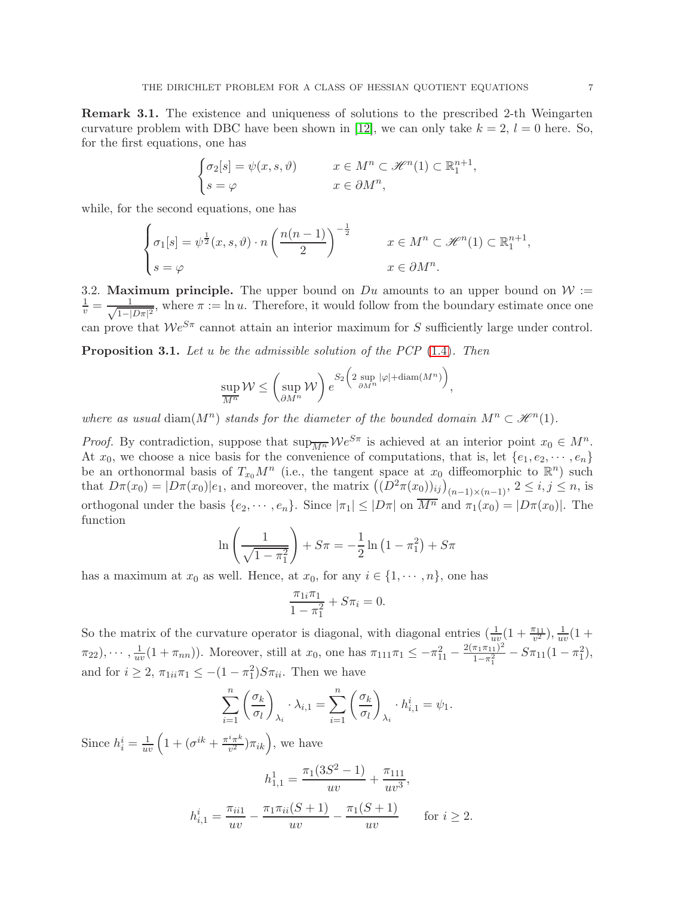**Remark 3.1.** The existence and uniqueness of solutions to the prescribed 2-th Weingarten curvature problem with DBC have been shown in [12], we can only take $k = 2$, $l = 0$ here. So, for the first equations, one has

$$\begin{cases} \sigma_2[s] = \psi(x, s, \vartheta) & x \in M^n \subset \mathscr{H}^n(1) \subset \mathbb{R}^{n+1}_1, \\ s = \varphi & x \in \partial M^n, \end{cases}$$

while, for the second equations, one has

$$\begin{cases} \sigma_1[s] = \psi^{\frac{1}{2}}(x, s, \vartheta) \cdot n \left( \dfrac{n(n-1)}{2} \right)^{-\frac{1}{2}} & x \in M^n \subset \mathscr{H}^n(1) \subset \mathbb{R}^{n+1}_1, \\ s = \varphi & x \in \partial M^n. \end{cases}$$

3.2. **Maximum principle.** The upper bound on $Du$ amounts to an upper bound on $\mathcal{W} := \frac{1}{v} = \frac{1}{\sqrt{1-|D\pi|^2}}$, where $\pi := \ln u$. Therefore, it would follow from the boundary estimate once one can prove that $\mathcal{W}e^{S\pi}$ cannot attain an interior maximum for $S$ sufficiently large under control.

**Proposition 3.1.** *Let $u$ be the admissible solution of the PCP (1.4). Then*

$$\sup_{\overline{M^n}} \mathcal{W} \leq \left( \sup_{\partial M^n} \mathcal{W} \right) e^{S_2 \left( 2 \sup\limits_{\partial M^n} |\varphi| + \mathrm{diam}(M^n) \right)},$$

*where as usual* $\mathrm{diam}(M^n)$ *stands for the diameter of the bounded domain* $M^n \subset \mathscr{H}^n(1)$.

*Proof.* By contradiction, suppose that $\sup_{\overline{M^n}} \mathcal{W}e^{S\pi}$ is achieved at an interior point $x_0 \in M^n$. At $x_0$, we choose a nice basis for the convenience of computations, that is, let $\{e_1, e_2, \cdots, e_n\}$ be an orthonormal basis of $T_{x_0}M^n$ (i.e., the tangent space at $x_0$ diffeomorphic to $\mathbb{R}^n$) such that $D\pi(x_0) = |D\pi(x_0)|e_1$, and moreover, the matrix $\left((D^2\pi(x_0))_{ij}\right)_{(n-1)\times(n-1)}$, $2 \leq i, j \leq n$, is orthogonal under the basis $\{e_2, \cdots, e_n\}$. Since $|\pi_1| \leq |D\pi|$ on $\overline{M^n}$ and $\pi_1(x_0) = |D\pi(x_0)|$. The function

$$\ln\left(\frac{1}{\sqrt{1-\pi_1^2}}\right) + S\pi = -\frac{1}{2}\ln\left(1 - \pi_1^2\right) + S\pi$$

has a maximum at $x_0$ as well. Hence, at $x_0$, for any $i \in \{1, \cdots, n\}$, one has

$$\frac{\pi_{1i}\pi_1}{1 - \pi_1^2} + S\pi_i = 0.$$

So the matrix of the curvature operator is diagonal, with diagonal entries $(\frac{1}{uv}(1 + \frac{\pi_{11}}{v^2}), \frac{1}{uv}(1 + \pi_{22}), \cdots, \frac{1}{uv}(1 + \pi_{nn}))$. Moreover, still at $x_0$, one has $\pi_{111}\pi_1 \leq -\pi_{11}^2 - \frac{2(\pi_1\pi_{11})^2}{1-\pi_1^2} - S\pi_{11}(1 - \pi_1^2)$, and for $i \geq 2$, $\pi_{1ii}\pi_1 \leq -(1 - \pi_1^2)S\pi_{ii}$. Then we have

$$\sum_{i=1}^{n} \left(\frac{\sigma_k}{\sigma_l}\right)_{\lambda_i} \cdot \lambda_{i,1} = \sum_{i=1}^{n} \left(\frac{\sigma_k}{\sigma_l}\right)_{\lambda_i} \cdot h^i_{i,1} = \psi_1.$$

Since $h^i_i = \frac{1}{uv}\left(1 + (\sigma^{ik} + \frac{\pi^i\pi^k}{v^2})\pi_{ik}\right)$, we have

$$h^1_{1,1} = \frac{\pi_1(3S^2 - 1)}{uv} + \frac{\pi_{111}}{uv^3},$$

$$h^i_{i,1} = \frac{\pi_{ii1}}{uv} - \frac{\pi_1\pi_{ii}(S + 1)}{uv} - \frac{\pi_1(S + 1)}{uv} \qquad \text{for } i \geq 2.$$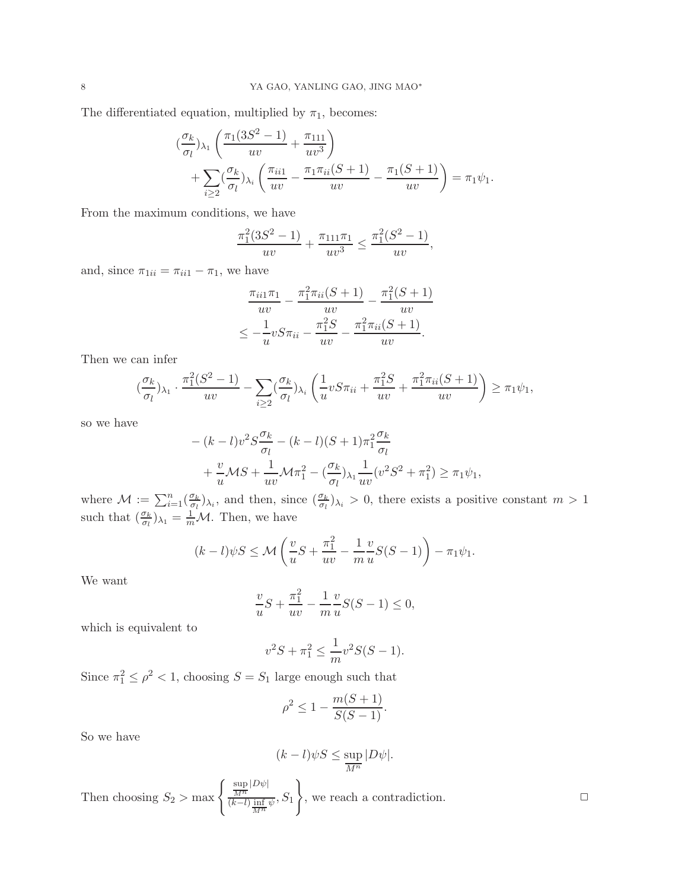The differentiated equation, multiplied by $\pi_1$, becomes:

$$
\begin{aligned}
&(\frac{\sigma_k}{\sigma_l})_{\lambda_1}\left(\frac{\pi_1(3S^2-1)}{uv}+\frac{\pi_{111}}{uv^3}\right)\\
&\quad+\sum_{i\geq 2}(\frac{\sigma_k}{\sigma_l})_{\lambda_i}\left(\frac{\pi_{ii1}}{uv}-\frac{\pi_1\pi_{ii}(S+1)}{uv}-\frac{\pi_1(S+1)}{uv}\right)=\pi_1\psi_1.
\end{aligned}
$$

From the maximum conditions, we have

$$
\frac{\pi_1^2(3S^2-1)}{uv}+\frac{\pi_{111}\pi_1}{uv^3}\leq\frac{\pi_1^2(S^2-1)}{uv},
$$

and, since $\pi_{1ii}=\pi_{ii1}-\pi_1$, we have

$$
\begin{aligned}
&\frac{\pi_{ii1}\pi_1}{uv}-\frac{\pi_1^2\pi_{ii}(S+1)}{uv}-\frac{\pi_1^2(S+1)}{uv}\\
&\leq-\frac{1}{u}vS\pi_{ii}-\frac{\pi_1^2S}{uv}-\frac{\pi_1^2\pi_{ii}(S+1)}{uv}.
\end{aligned}
$$

Then we can infer

$$
(\frac{\sigma_k}{\sigma_l})_{\lambda_1}\cdot\frac{\pi_1^2(S^2-1)}{uv}-\sum_{i\geq 2}(\frac{\sigma_k}{\sigma_l})_{\lambda_i}\left(\frac{1}{u}vS\pi_{ii}+\frac{\pi_1^2S}{uv}+\frac{\pi_1^2\pi_{ii}(S+1)}{uv}\right)\geq\pi_1\psi_1,
$$

so we have

$$
\begin{aligned}
&-(k-l)v^2S\frac{\sigma_k}{\sigma_l}-(k-l)(S+1)\pi_1^2\frac{\sigma_k}{\sigma_l}\\
&\quad+\frac{v}{u}\mathcal{M}S+\frac{1}{uv}\mathcal{M}\pi_1^2-(\frac{\sigma_k}{\sigma_l})_{\lambda_1}\frac{1}{uv}(v^2S^2+\pi_1^2)\geq\pi_1\psi_1,
\end{aligned}
$$

where $\mathcal{M}:=\sum_{i=1}^n(\frac{\sigma_k}{\sigma_l})_{\lambda_i}$, and then, since $(\frac{\sigma_k}{\sigma_l})_{\lambda_i}>0$, there exists a positive constant $m>1$ such that $(\frac{\sigma_k}{\sigma_l})_{\lambda_1}=\frac{1}{m}\mathcal{M}$. Then, we have

$$
(k-l)\psi S\leq\mathcal{M}\left(\frac{v}{u}S+\frac{\pi_1^2}{uv}-\frac{1}{m}\frac{v}{u}S(S-1)\right)-\pi_1\psi_1.
$$

We want

$$
\frac{v}{u}S+\frac{\pi_1^2}{uv}-\frac{1}{m}\frac{v}{u}S(S-1)\leq 0,
$$

which is equivalent to

$$
v^2S+\pi_1^2\leq\frac{1}{m}v^2S(S-1).
$$

Since $\pi_1^2\leq\rho^2<1$, choosing $S=S_1$ large enough such that

$$
\rho^2\leq 1-\frac{m(S+1)}{S(S-1)}.
$$

So we have

$$
(k-l)\psi S\leq\sup_{\overline{M^n}}|D\psi|.
$$

Then choosing $S_2>\max\left\{\frac{\sup_{\overline{M^n}}|D\psi|}{(k-l)\inf_{\overline{M^n}}\psi},S_1\right\}$, we reach a contradiction. $\square$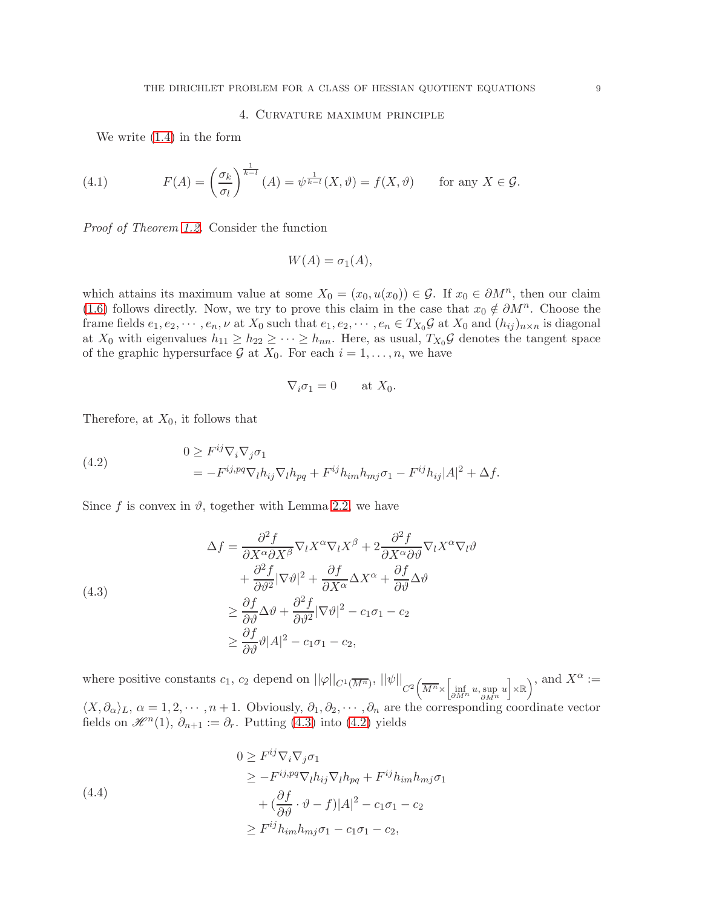## 4. Curvature maximum principle

We write (1.4) in the form

$$F(A) = \left(\frac{\sigma_k}{\sigma_l}\right)^{\frac{1}{k-l}}(A) = \psi^{\frac{1}{k-l}}(X, \vartheta) = f(X, \vartheta) \qquad \text{for any } X \in \mathcal{G}. \tag{4.1}$$

*Proof of Theorem 1.2.* Consider the function

$$W(A) = \sigma_1(A),$$

which attains its maximum value at some $X_0 = (x_0, u(x_0)) \in \mathcal{G}$. If $x_0 \in \partial M^n$, then our claim (1.6) follows directly. Now, we try to prove this claim in the case that $x_0 \notin \partial M^n$. Choose the frame fields $e_1, e_2, \cdots, e_n, \nu$ at $X_0$ such that $e_1, e_2, \cdots, e_n \in T_{X_0}\mathcal{G}$ at $X_0$ and $(h_{ij})_{n\times n}$ is diagonal at $X_0$ with eigenvalues $h_{11} \geq h_{22} \geq \cdots \geq h_{nn}$. Here, as usual, $T_{X_0}\mathcal{G}$ denotes the tangent space of the graphic hypersurface $\mathcal{G}$ at $X_0$. For each $i = 1, \ldots, n$, we have

$$\nabla_i \sigma_1 = 0 \qquad \text{at } X_0.$$

Therefore, at $X_0$, it follows that

$$\begin{aligned} 0 &\geq F^{ij}\nabla_i\nabla_j\sigma_1 \\ &= -F^{ij,pq}\nabla_l h_{ij}\nabla_l h_{pq} + F^{ij}h_{im}h_{mj}\sigma_1 - F^{ij}h_{ij}|A|^2 + \Delta f. \end{aligned} \tag{4.2}$$

Since $f$ is convex in $\vartheta$, together with Lemma 2.2, we have

$$\begin{aligned} \Delta f &= \frac{\partial^2 f}{\partial X^\alpha \partial X^\beta}\nabla_l X^\alpha \nabla_l X^\beta + 2\frac{\partial^2 f}{\partial X^\alpha \partial \vartheta}\nabla_l X^\alpha \nabla_l \vartheta \\ &\quad + \frac{\partial^2 f}{\partial \vartheta^2}|\nabla\vartheta|^2 + \frac{\partial f}{\partial X^\alpha}\Delta X^\alpha + \frac{\partial f}{\partial \vartheta}\Delta\vartheta \\ &\geq \frac{\partial f}{\partial \vartheta}\Delta\vartheta + \frac{\partial^2 f}{\partial \vartheta^2}|\nabla\vartheta|^2 - c_1\sigma_1 - c_2 \\ &\geq \frac{\partial f}{\partial \vartheta}\vartheta|A|^2 - c_1\sigma_1 - c_2, \end{aligned} \tag{4.3}$$

where positive constants $c_1$, $c_2$ depend on $||\varphi||_{C^1(\overline{M^n})}$, $||\psi||_{C^2\left(\overline{M^n}\times\left[\inf_{\partial M^n} u, \sup_{\partial M^n} u\right]\times\mathbb{R}\right)}$, and $X^\alpha := \langle X, \partial_\alpha\rangle_L$, $\alpha = 1, 2, \cdots, n+1$. Obviously, $\partial_1, \partial_2, \cdots, \partial_n$ are the corresponding coordinate vector fields on $\mathscr{H}^n(1)$, $\partial_{n+1} := \partial_r$. Putting (4.3) into (4.2) yields

$$\begin{aligned} 0 &\geq F^{ij}\nabla_i\nabla_j\sigma_1 \\ &\geq -F^{ij,pq}\nabla_l h_{ij}\nabla_l h_{pq} + F^{ij}h_{im}h_{mj}\sigma_1 \\ &\quad + \left(\frac{\partial f}{\partial \vartheta}\cdot\vartheta - f\right)|A|^2 - c_1\sigma_1 - c_2 \\ &\geq F^{ij}h_{im}h_{mj}\sigma_1 - c_1\sigma_1 - c_2, \end{aligned} \tag{4.4}$$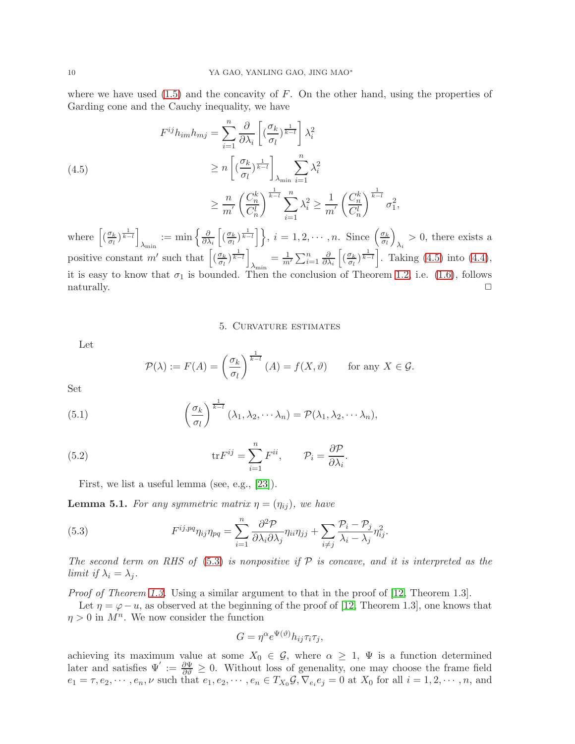where we have used (1.5) and the concavity of $F$. On the other hand, using the properties of Garding cone and the Cauchy inequality, we have

$$
\begin{aligned}
F^{ij}h_{im}h_{mj} &= \sum_{i=1}^{n} \frac{\partial}{\partial \lambda_i}\left[ (\frac{\sigma_k}{\sigma_l})^{\frac{1}{k-l}} \right] \lambda_i^2 \\
&\geq n \left[ (\frac{\sigma_k}{\sigma_l})^{\frac{1}{k-l}} \right]_{\lambda_{\min}} \sum_{i=1}^{n} \lambda_i^2 \\
&\geq \frac{n}{m'} \left( \frac{C_n^k}{C_n^l} \right)^{\frac{1}{k-l}} \sum_{i=1}^{n} \lambda_i^2 \geq \frac{1}{m'} \left( \frac{C_n^k}{C_n^l} \right)^{\frac{1}{k-l}} \sigma_1^2,
\end{aligned} \tag{4.5}
$$

where $\left[ (\frac{\sigma_k}{\sigma_l})^{\frac{1}{k-l}} \right]_{\lambda_{\min}} := \min \left\{ \frac{\partial}{\partial \lambda_i}\left[ (\frac{\sigma_k}{\sigma_l})^{\frac{1}{k-l}} \right] \right\}$, $i = 1, 2, \cdots, n$. Since $\left( \frac{\sigma_k}{\sigma_l} \right)_{\lambda_i} > 0$, there exists a positive constant $m'$ such that $\left[ (\frac{\sigma_k}{\sigma_l})^{\frac{1}{k-l}} \right]_{\lambda_{\min}} = \frac{1}{m'} \sum_{i=1}^{n} \frac{\partial}{\partial \lambda_i}\left[ (\frac{\sigma_k}{\sigma_l})^{\frac{1}{k-l}} \right]$. Taking (4.5) into (4.4), it is easy to know that $\sigma_1$ is bounded. Then the conclusion of Theorem 1.2, i.e. (1.6), follows naturally. □

## 5. Curvature estimates

Let

$$
\mathcal{P}(\lambda) := F(A) = \left( \frac{\sigma_k}{\sigma_l} \right)^{\frac{1}{k-l}} (A) = f(X, \vartheta) \qquad \text{for any } X \in \mathcal{G}.
$$

Set

$$
\left( \frac{\sigma_k}{\sigma_l} \right)^{\frac{1}{k-l}} (\lambda_1, \lambda_2, \cdots \lambda_n) = \mathcal{P}(\lambda_1, \lambda_2, \cdots \lambda_n), \tag{5.1}
$$

$$
\mathrm{tr} F^{ij} = \sum_{i=1}^{n} F^{ii}, \qquad \mathcal{P}_i = \frac{\partial \mathcal{P}}{\partial \lambda_i}. \tag{5.2}
$$

First, we list a useful lemma (see, e.g., [23]).

**Lemma 5.1.** *For any symmetric matrix $\eta = (\eta_{ij})$, we have*

$$
F^{ij,pq}\eta_{ij}\eta_{pq} = \sum_{i=1}^{n} \frac{\partial^2 \mathcal{P}}{\partial \lambda_i \partial \lambda_j} \eta_{ii}\eta_{jj} + \sum_{i \neq j} \frac{\mathcal{P}_i - \mathcal{P}_j}{\lambda_i - \lambda_j} \eta_{ij}^2. \tag{5.3}
$$

*The second term on RHS of (5.3) is nonpositive if $\mathcal{P}$ is concave, and it is interpreted as the limit if $\lambda_i = \lambda_j$.*

*Proof of Theorem 1.3.* Using a similar argument to that in the proof of [12, Theorem 1.3].

Let $\eta = \varphi - u$, as observed at the beginning of the proof of [12, Theorem 1.3], one knows that $\eta > 0$ in $M^n$. We now consider the function

$$
G = \eta^{\alpha} e^{\Psi(\vartheta)} h_{ij}\tau_i\tau_j,
$$

achieving its maximum value at some $X_0 \in \mathcal{G}$, where $\alpha \geq 1$, $\Psi$ is a function determined later and satisfies $\Psi' := \frac{\partial \Psi}{\partial \vartheta} \geq 0$. Without loss of genenality, one may choose the frame field $e_1 = \tau, e_2, \cdots, e_n, \nu$ such that $e_1, e_2, \cdots, e_n \in T_{X_0}\mathcal{G}, \nabla_{e_i} e_j = 0$ at $X_0$ for all $i = 1, 2, \cdots, n$, and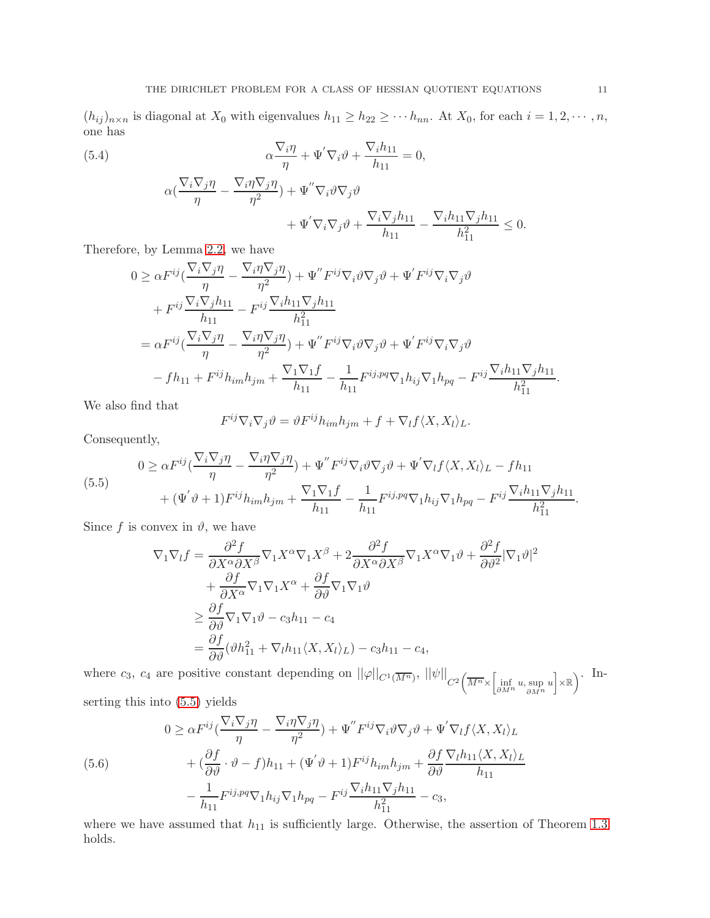$(h_{ij})_{n\times n}$ is diagonal at $X_0$ with eigenvalues $h_{11} \geq h_{22} \geq \cdots h_{nn}$. At $X_0$, for each $i = 1, 2, \cdots, n$, one has

$$\alpha \frac{\nabla_i \eta}{\eta} + \Psi' \nabla_i \vartheta + \frac{\nabla_i h_{11}}{h_{11}} = 0, \tag{5.4}$$

$$\alpha\left(\frac{\nabla_i \nabla_j \eta}{\eta} - \frac{\nabla_i \eta \nabla_j \eta}{\eta^2}\right) + \Psi'' \nabla_i \vartheta \nabla_j \vartheta + \Psi' \nabla_i \nabla_j \vartheta + \frac{\nabla_i \nabla_j h_{11}}{h_{11}} - \frac{\nabla_i h_{11} \nabla_j h_{11}}{h_{11}^2} \leq 0.$$

Therefore, by Lemma 2.2, we have

$$\begin{aligned}
0 \geq\; & \alpha F^{ij}\left(\frac{\nabla_i \nabla_j \eta}{\eta} - \frac{\nabla_i \eta \nabla_j \eta}{\eta^2}\right) + \Psi'' F^{ij} \nabla_i \vartheta \nabla_j \vartheta + \Psi' F^{ij} \nabla_i \nabla_j \vartheta \\
& + F^{ij} \frac{\nabla_i \nabla_j h_{11}}{h_{11}} - F^{ij} \frac{\nabla_i h_{11} \nabla_j h_{11}}{h_{11}^2} \\
=\; & \alpha F^{ij}\left(\frac{\nabla_i \nabla_j \eta}{\eta} - \frac{\nabla_i \eta \nabla_j \eta}{\eta^2}\right) + \Psi'' F^{ij} \nabla_i \vartheta \nabla_j \vartheta + \Psi' F^{ij} \nabla_i \nabla_j \vartheta \\
& - f h_{11} + F^{ij} h_{im} h_{jm} + \frac{\nabla_1 \nabla_1 f}{h_{11}} - \frac{1}{h_{11}} F^{ij,pq} \nabla_1 h_{ij} \nabla_1 h_{pq} - F^{ij} \frac{\nabla_i h_{11} \nabla_j h_{11}}{h_{11}^2}.
\end{aligned}$$

We also find that

$$F^{ij} \nabla_i \nabla_j \vartheta = \vartheta F^{ij} h_{im} h_{jm} + f + \nabla_l f \langle X, X_l \rangle_L.$$

Consequently,

$$\begin{aligned}
0 \geq\; & \alpha F^{ij}\left(\frac{\nabla_i \nabla_j \eta}{\eta} - \frac{\nabla_i \eta \nabla_j \eta}{\eta^2}\right) + \Psi'' F^{ij} \nabla_i \vartheta \nabla_j \vartheta + \Psi' \nabla_l f \langle X, X_l \rangle_L - f h_{11} \\
& + (\Psi' \vartheta + 1) F^{ij} h_{im} h_{jm} + \frac{\nabla_1 \nabla_1 f}{h_{11}} - \frac{1}{h_{11}} F^{ij,pq} \nabla_1 h_{ij} \nabla_1 h_{pq} - F^{ij} \frac{\nabla_i h_{11} \nabla_j h_{11}}{h_{11}^2}.
\end{aligned} \tag{5.5}$$

Since $f$ is convex in $\vartheta$, we have

$$\begin{aligned}
\nabla_1 \nabla_l f =\; & \frac{\partial^2 f}{\partial X^\alpha \partial X^\beta} \nabla_1 X^\alpha \nabla_1 X^\beta + 2 \frac{\partial^2 f}{\partial X^\alpha \partial X^\beta} \nabla_1 X^\alpha \nabla_1 \vartheta + \frac{\partial^2 f}{\partial \vartheta^2} |\nabla_1 \vartheta|^2 \\
& + \frac{\partial f}{\partial X^\alpha} \nabla_1 \nabla_1 X^\alpha + \frac{\partial f}{\partial \vartheta} \nabla_1 \nabla_1 \vartheta \\
\geq\; & \frac{\partial f}{\partial \vartheta} \nabla_1 \nabla_1 \vartheta - c_3 h_{11} - c_4 \\
=\; & \frac{\partial f}{\partial \vartheta} (\vartheta h_{11}^2 + \nabla_l h_{11} \langle X, X_l \rangle_L) - c_3 h_{11} - c_4,
\end{aligned}$$

where $c_3$, $c_4$ are positive constant depending on $||\varphi||_{C^1(\overline{M^n})}$, $||\psi||_{C^2\left(\overline{M^n} \times \left[\inf_{\partial M^n} u, \sup_{\partial M^n} u\right] \times \mathbb{R}\right)}$. Inserting this into (5.5) yields

$$\begin{aligned}
0 \geq\; & \alpha F^{ij}\left(\frac{\nabla_i \nabla_j \eta}{\eta} - \frac{\nabla_i \eta \nabla_j \eta}{\eta^2}\right) + \Psi'' F^{ij} \nabla_i \vartheta \nabla_j \vartheta + \Psi' \nabla_l f \langle X, X_l \rangle_L \\
& + \left(\frac{\partial f}{\partial \vartheta} \cdot \vartheta - f\right) h_{11} + (\Psi' \vartheta + 1) F^{ij} h_{im} h_{jm} + \frac{\partial f}{\partial \vartheta} \frac{\nabla_l h_{11} \langle X, X_l \rangle_L}{h_{11}} \\
& - \frac{1}{h_{11}} F^{ij,pq} \nabla_1 h_{ij} \nabla_1 h_{pq} - F^{ij} \frac{\nabla_i h_{11} \nabla_j h_{11}}{h_{11}^2} - c_3,
\end{aligned} \tag{5.6}$$

where we have assumed that $h_{11}$ is sufficiently large. Otherwise, the assertion of Theorem 1.3 holds.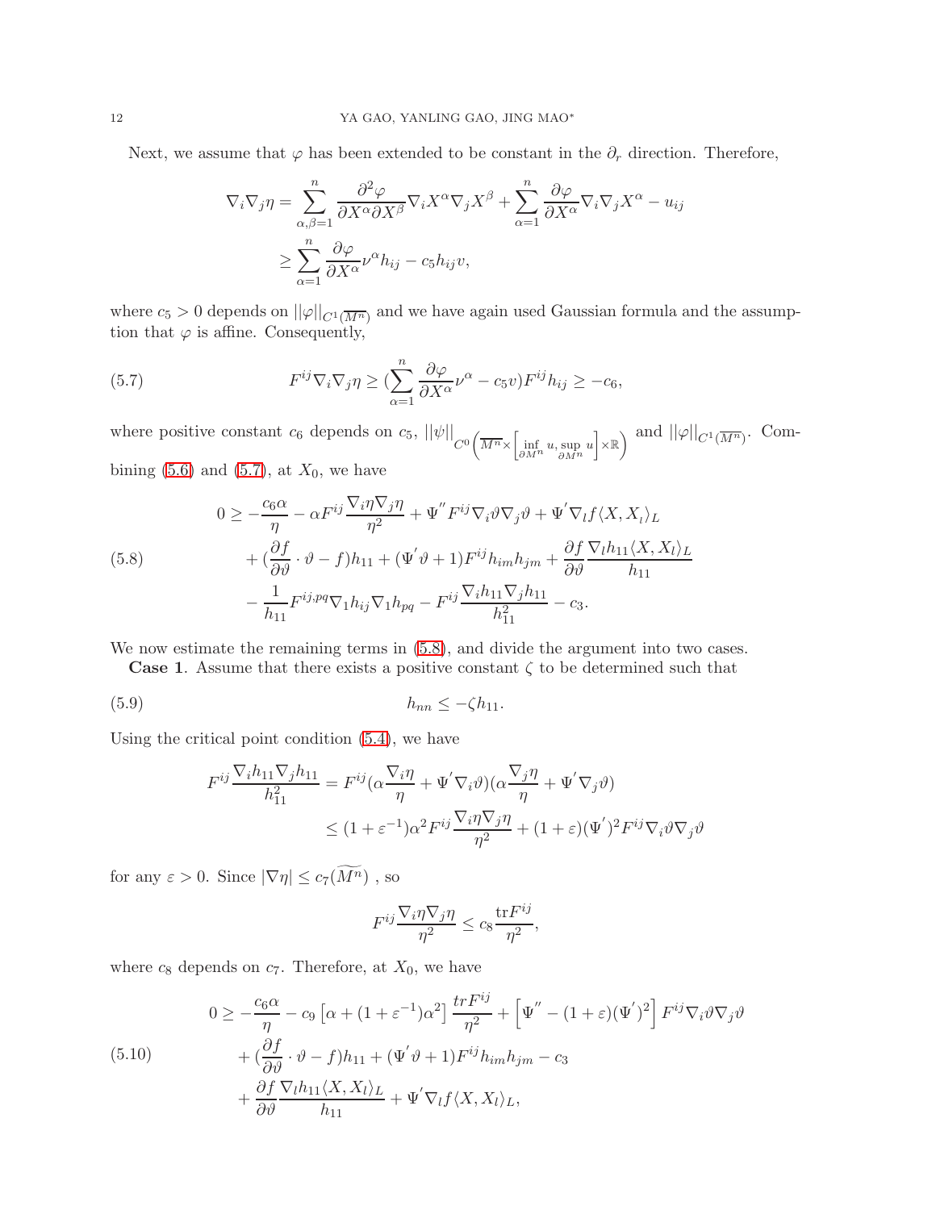Next, we assume that $\varphi$ has been extended to be constant in the $\partial_r$ direction. Therefore,

$$\begin{aligned}
\nabla_i\nabla_j\eta &= \sum_{\alpha,\beta=1}^{n} \frac{\partial^2\varphi}{\partial X^\alpha \partial X^\beta}\nabla_i X^\alpha \nabla_j X^\beta + \sum_{\alpha=1}^{n}\frac{\partial\varphi}{\partial X^\alpha}\nabla_i\nabla_j X^\alpha - u_{ij} \\
&\geq \sum_{\alpha=1}^{n}\frac{\partial\varphi}{\partial X^\alpha}\nu^\alpha h_{ij} - c_5 h_{ij} v,
\end{aligned}$$

where $c_5 > 0$ depends on $||\varphi||_{C^1(\overline{M^n})}$ and we have again used Gaussian formula and the assumption that $\varphi$ is affine. Consequently,

$$F^{ij}\nabla_i\nabla_j\eta \geq (\sum_{\alpha=1}^{n}\frac{\partial\varphi}{\partial X^\alpha}\nu^\alpha - c_5 v)F^{ij}h_{ij} \geq -c_6, \tag{5.7}$$

where positive constant $c_6$ depends on $c_5$, $||\psi||_{C^0\left(\overline{M^n}\times\left[\inf_{\partial M^n} u, \sup_{\partial M^n} u\right]\times\mathbb{R}\right)}$ and $||\varphi||_{C^1(\overline{M^n})}$. Combining (5.6) and (5.7), at $X_0$, we have

$$\begin{aligned}
0 \geq & -\frac{c_6\alpha}{\eta} - \alpha F^{ij}\frac{\nabla_i\eta\nabla_j\eta}{\eta^2} + \Psi^{''}F^{ij}\nabla_i\vartheta\nabla_j\vartheta + \Psi^{'}\nabla_l f\langle X, X_l\rangle_L \\
& + (\frac{\partial f}{\partial\vartheta}\cdot\vartheta - f)h_{11} + (\Psi^{'}\vartheta + 1)F^{ij}h_{im}h_{jm} + \frac{\partial f}{\partial\vartheta}\frac{\nabla_l h_{11}\langle X, X_l\rangle_L}{h_{11}} \\
& - \frac{1}{h_{11}}F^{ij,pq}\nabla_1 h_{ij}\nabla_1 h_{pq} - F^{ij}\frac{\nabla_i h_{11}\nabla_j h_{11}}{h_{11}^2} - c_3.
\end{aligned} \tag{5.8}$$

We now estimate the remaining terms in (5.8), and divide the argument into two cases.

**Case 1**. Assume that there exists a positive constant $\zeta$ to be determined such that

$$h_{nn} \leq -\zeta h_{11}. \tag{5.9}$$

Using the critical point condition (5.4), we have

$$\begin{aligned}
F^{ij}\frac{\nabla_i h_{11}\nabla_j h_{11}}{h_{11}^2} &= F^{ij}(\alpha\frac{\nabla_i\eta}{\eta} + \Psi^{'}\nabla_i\vartheta)(\alpha\frac{\nabla_j\eta}{\eta} + \Psi^{'}\nabla_j\vartheta) \\
&\leq (1+\varepsilon^{-1})\alpha^2 F^{ij}\frac{\nabla_i\eta\nabla_j\eta}{\eta^2} + (1+\varepsilon)(\Psi^{'})^2 F^{ij}\nabla_i\vartheta\nabla_j\vartheta
\end{aligned}$$

for any $\varepsilon > 0$. Since $|\nabla\eta| \leq c_7(\widetilde{M^n})$ , so

$$F^{ij}\frac{\nabla_i\eta\nabla_j\eta}{\eta^2} \leq c_8\frac{\mathrm{tr}F^{ij}}{\eta^2},$$

where $c_8$ depends on $c_7$. Therefore, at $X_0$, we have

$$\begin{aligned}
0 \geq & -\frac{c_6\alpha}{\eta} - c_9\left[\alpha + (1+\varepsilon^{-1})\alpha^2\right]\frac{trF^{ij}}{\eta^2} + \left[\Psi^{''} - (1+\varepsilon)(\Psi^{'})^2\right]F^{ij}\nabla_i\vartheta\nabla_j\vartheta \\
& + (\frac{\partial f}{\partial\vartheta}\cdot\vartheta - f)h_{11} + (\Psi^{'}\vartheta + 1)F^{ij}h_{im}h_{jm} - c_3 \\
& + \frac{\partial f}{\partial\vartheta}\frac{\nabla_l h_{11}\langle X, X_l\rangle_L}{h_{11}} + \Psi^{'}\nabla_l f\langle X, X_l\rangle_L,
\end{aligned} \tag{5.10}$$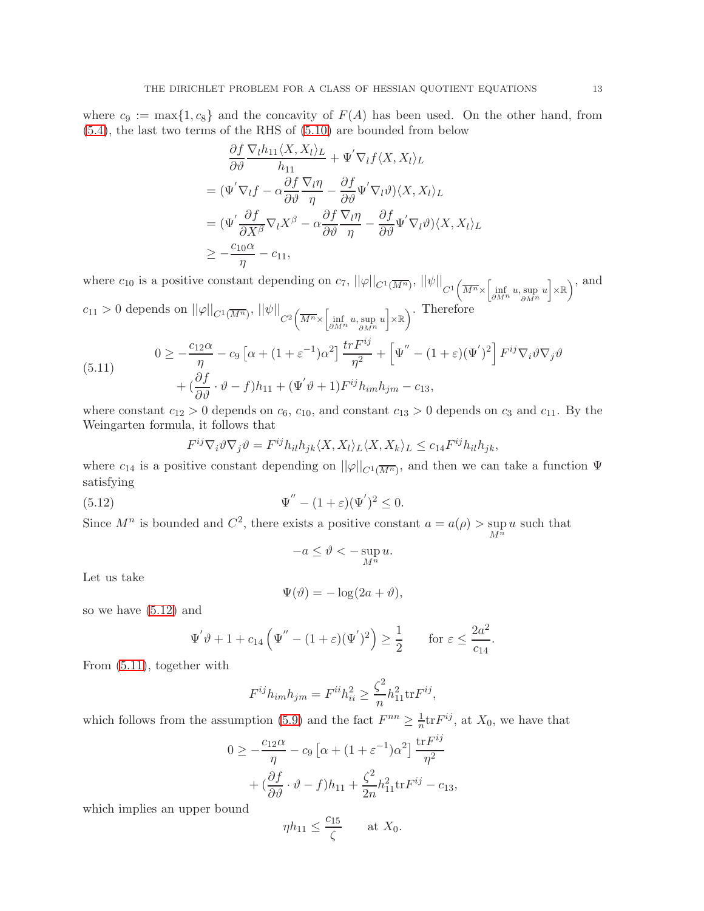where $c_9 := \max\{1, c_8\}$ and the concavity of $F(A)$ has been used. On the other hand, from (5.4), the last two terms of the RHS of (5.10) are bounded from below

$$
\begin{aligned}
&\frac{\partial f}{\partial \vartheta}\frac{\nabla_l h_{11}\langle X, X_l\rangle_L}{h_{11}} + \Psi^{'}\nabla_l f\langle X, X_l\rangle_L \\
&= (\Psi^{'}\nabla_l f - \alpha\frac{\partial f}{\partial \vartheta}\frac{\nabla_l \eta}{\eta} - \frac{\partial f}{\partial \vartheta}\Psi^{'}\nabla_l\vartheta)\langle X, X_l\rangle_L \\
&= (\Psi^{'}\frac{\partial f}{\partial X^\beta}\nabla_l X^\beta - \alpha\frac{\partial f}{\partial \vartheta}\frac{\nabla_l \eta}{\eta} - \frac{\partial f}{\partial \vartheta}\Psi^{'}\nabla_l\vartheta)\langle X, X_l\rangle_L \\
&\geq -\frac{c_{10}\alpha}{\eta} - c_{11},
\end{aligned}
$$

where $c_{10}$ is a positive constant depending on $c_7$, $||\varphi||_{C^1(\overline{M^n})}$, $||\psi||_{C^1\left(\overline{M^n}\times\left[\inf\limits_{\partial M^n} u, \sup\limits_{\partial M^n} u\right]\times\mathbb{R}\right)}$, and $c_{11} > 0$ depends on $||\varphi||_{C^1(\overline{M^n})}$, $||\psi||_{C^2\left(\overline{M^n}\times\left[\inf\limits_{\partial M^n} u, \sup\limits_{\partial M^n} u\right]\times\mathbb{R}\right)}$. Therefore

$$
\begin{aligned}
0 \geq &-\frac{c_{12}\alpha}{\eta} - c_9\left[\alpha + (1+\varepsilon^{-1})\alpha^2\right]\frac{trF^{ij}}{\eta^2} + \left[\Psi^{''} - (1+\varepsilon)(\Psi^{'})^2\right]F^{ij}\nabla_i\vartheta\nabla_j\vartheta \\
&+ (\frac{\partial f}{\partial \vartheta}\cdot\vartheta - f)h_{11} + (\Psi^{'}\vartheta + 1)F^{ij}h_{im}h_{jm} - c_{13},
\end{aligned} \tag{5.11}
$$

where constant $c_{12} > 0$ depends on $c_6$, $c_{10}$, and constant $c_{13} > 0$ depends on $c_3$ and $c_{11}$. By the Weingarten formula, it follows that

$$
F^{ij}\nabla_i\vartheta\nabla_j\vartheta = F^{ij}h_{il}h_{jk}\langle X, X_l\rangle_L\langle X, X_k\rangle_L \leq c_{14}F^{ij}h_{il}h_{jk},
$$

where $c_{14}$ is a positive constant depending on $||\varphi||_{C^1(\overline{M^n})}$, and then we can take a function $\Psi$ satisfying

$$
\Psi^{''} - (1+\varepsilon)(\Psi^{'})^2 \leq 0. \tag{5.12}
$$

Since $M^n$ is bounded and $C^2$, there exists a positive constant $a = a(\rho) > \sup\limits_{M^n} u$ such that

$$
-a \leq \vartheta < -\sup_{M^n} u.
$$

Let us take

$$
\Psi(\vartheta) = -\log(2a + \vartheta),
$$

so we have (5.12) and

$$
\Psi^{'}\vartheta + 1 + c_{14}\left(\Psi^{''} - (1+\varepsilon)(\Psi^{'})^2\right) \geq \frac{1}{2} \qquad \text{for } \varepsilon \leq \frac{2a^2}{c_{14}}.
$$

From (5.11), together with

$$
F^{ij}h_{im}h_{jm} = F^{ii}h_{ii}^2 \geq \frac{\zeta^2}{n}h_{11}^2\mathrm{tr}F^{ij},
$$

which follows from the assumption (5.9) and the fact $F^{nn} \geq \frac{1}{n}\mathrm{tr}F^{ij}$, at $X_0$, we have that

$$
\begin{aligned}
0 \geq &-\frac{c_{12}\alpha}{\eta} - c_9\left[\alpha + (1+\varepsilon^{-1})\alpha^2\right]\frac{\mathrm{tr}F^{ij}}{\eta^2} \\
&+ (\frac{\partial f}{\partial \vartheta}\cdot\vartheta - f)h_{11} + \frac{\zeta^2}{2n}h_{11}^2\mathrm{tr}F^{ij} - c_{13},
\end{aligned}
$$

which implies an upper bound

$$
\eta h_{11} \leq \frac{c_{15}}{\zeta} \qquad \text{at } X_0.
$$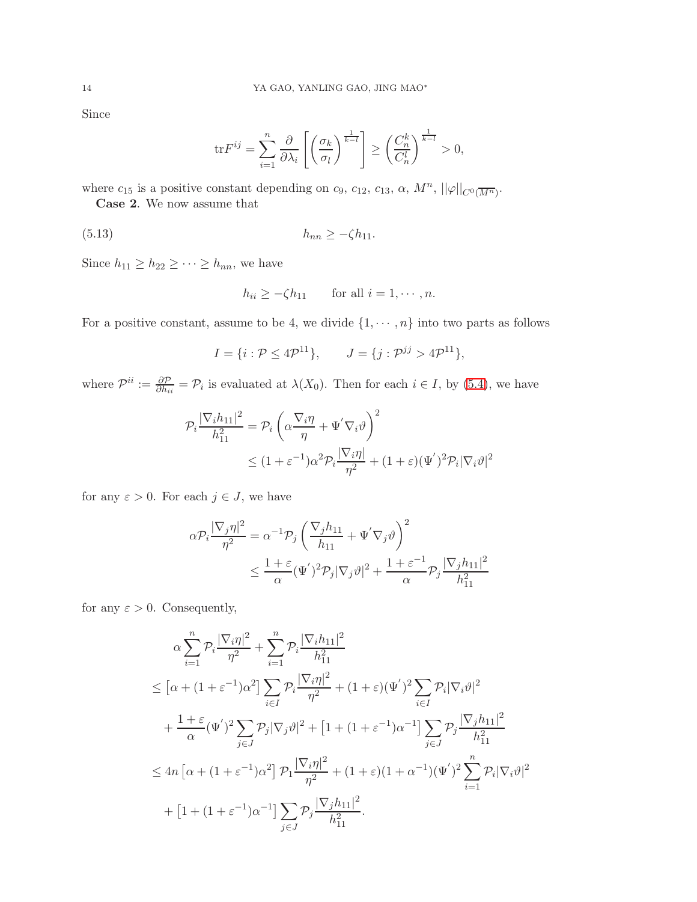Since

$$\mathrm{tr}F^{ij} = \sum_{i=1}^{n} \frac{\partial}{\partial \lambda_i}\left[\left(\frac{\sigma_k}{\sigma_l}\right)^{\frac{1}{k-l}}\right] \geq \left(\frac{C_n^k}{C_n^l}\right)^{\frac{1}{k-l}} > 0,$$

where $c_{15}$ is a positive constant depending on $c_9$, $c_{12}$, $c_{13}$, $\alpha$, $M^n$, $||\varphi||_{C^0(\overline{M^n})}$.

**Case 2**. We now assume that

$$h_{nn} \geq -\zeta h_{11}. \tag{5.13}$$

Since $h_{11} \geq h_{22} \geq \cdots \geq h_{nn}$, we have

$$h_{ii} \geq -\zeta h_{11} \qquad \text{for all } i = 1, \cdots, n.$$

For a positive constant, assume to be 4, we divide $\{1, \cdots, n\}$ into two parts as follows

$$I = \{i : \mathcal{P} \leq 4\mathcal{P}^{11}\}, \qquad J = \{j : \mathcal{P}^{jj} > 4\mathcal{P}^{11}\},$$

where $\mathcal{P}^{ii} := \frac{\partial \mathcal{P}}{\partial h_{ii}} = \mathcal{P}_i$ is evaluated at $\lambda(X_0)$. Then for each $i \in I$, by (5.4), we have

$$\begin{aligned}
\mathcal{P}_i \frac{|\nabla_i h_{11}|^2}{h_{11}^2} &= \mathcal{P}_i \left(\alpha \frac{\nabla_i \eta}{\eta} + \Psi^{'} \nabla_i \vartheta\right)^2 \\
&\leq (1+\varepsilon^{-1})\alpha^2 \mathcal{P}_i \frac{|\nabla_i \eta|}{\eta^2} + (1+\varepsilon)(\Psi^{'})^2 \mathcal{P}_i |\nabla_i \vartheta|^2
\end{aligned}$$

for any $\varepsilon > 0$. For each $j \in J$, we have

$$\begin{aligned}
\alpha \mathcal{P}_i \frac{|\nabla_j \eta|^2}{\eta^2} &= \alpha^{-1} \mathcal{P}_j \left(\frac{\nabla_j h_{11}}{h_{11}} + \Psi^{'} \nabla_j \vartheta\right)^2 \\
&\leq \frac{1+\varepsilon}{\alpha} (\Psi^{'})^2 \mathcal{P}_j |\nabla_j \vartheta|^2 + \frac{1+\varepsilon^{-1}}{\alpha} \mathcal{P}_j \frac{|\nabla_j h_{11}|^2}{h_{11}^2}
\end{aligned}$$

for any $\varepsilon > 0$. Consequently,

$$\begin{aligned}
&\alpha \sum_{i=1}^{n} \mathcal{P}_i \frac{|\nabla_i \eta|^2}{\eta^2} + \sum_{i=1}^{n} \mathcal{P}_i \frac{|\nabla_i h_{11}|^2}{h_{11}^2} \\
\leq& \left[\alpha + (1+\varepsilon^{-1})\alpha^2\right] \sum_{i \in I} \mathcal{P}_i \frac{|\nabla_i \eta|^2}{\eta^2} + (1+\varepsilon)(\Psi^{'})^2 \sum_{i \in I} \mathcal{P}_i |\nabla_i \vartheta|^2 \\
&+ \frac{1+\varepsilon}{\alpha} (\Psi^{'})^2 \sum_{j \in J} \mathcal{P}_j |\nabla_j \vartheta|^2 + \left[1 + (1+\varepsilon^{-1})\alpha^{-1}\right] \sum_{j \in J} \mathcal{P}_j \frac{|\nabla_j h_{11}|^2}{h_{11}^2} \\
\leq& 4n\left[\alpha + (1+\varepsilon^{-1})\alpha^2\right] \mathcal{P}_1 \frac{|\nabla_i \eta|^2}{\eta^2} + (1+\varepsilon)(1+\alpha^{-1})(\Psi^{'})^2 \sum_{i=1}^{n} \mathcal{P}_i |\nabla_i \vartheta|^2 \\
&+ \left[1 + (1+\varepsilon^{-1})\alpha^{-1}\right] \sum_{j \in J} \mathcal{P}_j \frac{|\nabla_j h_{11}|^2}{h_{11}^2}.
\end{aligned}$$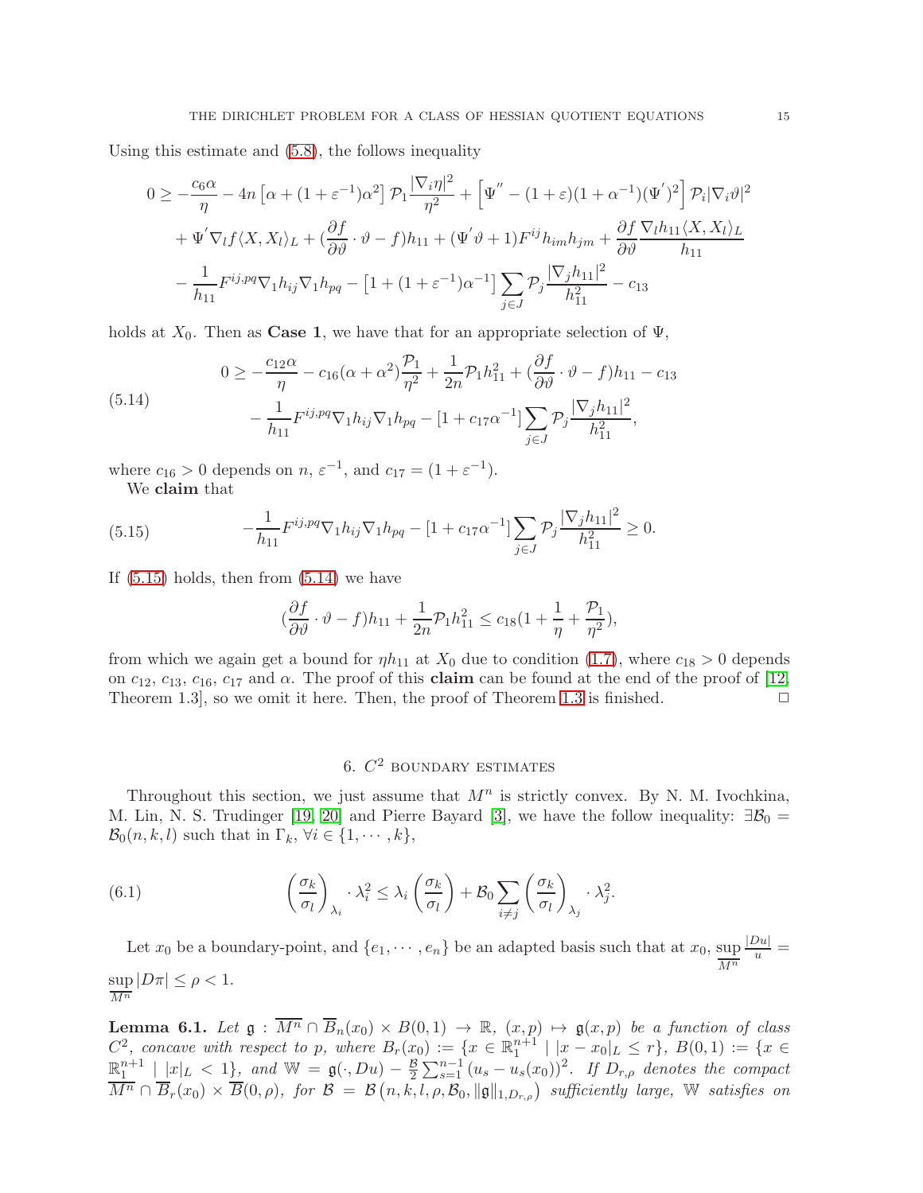Using this estimate and (5.8), the follows inequality

$$
\begin{aligned}
0 \geq & -\frac{c_6\alpha}{\eta} - 4n\left[\alpha + (1+\varepsilon^{-1})\alpha^2\right]\mathcal{P}_1\frac{|\nabla_i\eta|^2}{\eta^2} + \left[\Psi^{''} - (1+\varepsilon)(1+\alpha^{-1})(\Psi^{'})^2\right]\mathcal{P}_i|\nabla_i\vartheta|^2 \\
& + \Psi^{'}\nabla_l f\langle X, X_l\rangle_L + (\frac{\partial f}{\partial\vartheta}\cdot\vartheta - f)h_{11} + (\Psi^{'}\vartheta + 1)F^{ij}h_{im}h_{jm} + \frac{\partial f}{\partial\vartheta}\frac{\nabla_l h_{11}\langle X, X_l\rangle_L}{h_{11}} \\
& - \frac{1}{h_{11}}F^{ij,pq}\nabla_1 h_{ij}\nabla_1 h_{pq} - \left[1 + (1+\varepsilon^{-1})\alpha^{-1}\right]\sum_{j\in J}\mathcal{P}_j\frac{|\nabla_j h_{11}|^2}{h_{11}^2} - c_{13}
\end{aligned}
$$

holds at $X_0$. Then as **Case 1**, we have that for an appropriate selection of $\Psi$,

$$
\begin{aligned}
0 \geq & -\frac{c_{12}\alpha}{\eta} - c_{16}(\alpha+\alpha^2)\frac{\mathcal{P}_1}{\eta^2} + \frac{1}{2n}\mathcal{P}_1 h_{11}^2 + (\frac{\partial f}{\partial\vartheta}\cdot\vartheta - f)h_{11} - c_{13} \\
& - \frac{1}{h_{11}}F^{ij,pq}\nabla_1 h_{ij}\nabla_1 h_{pq} - [1 + c_{17}\alpha^{-1}]\sum_{j\in J}\mathcal{P}_j\frac{|\nabla_j h_{11}|^2}{h_{11}^2},
\end{aligned}
\tag{5.14}
$$

where $c_{16} > 0$ depends on $n$, $\varepsilon^{-1}$, and $c_{17} = (1+\varepsilon^{-1})$.

We **claim** that

$$
-\frac{1}{h_{11}}F^{ij,pq}\nabla_1 h_{ij}\nabla_1 h_{pq} - [1 + c_{17}\alpha^{-1}]\sum_{j\in J}\mathcal{P}_j\frac{|\nabla_j h_{11}|^2}{h_{11}^2} \geq 0. \tag{5.15}
$$

If (5.15) holds, then from (5.14) we have

$$
(\frac{\partial f}{\partial\vartheta}\cdot\vartheta - f)h_{11} + \frac{1}{2n}\mathcal{P}_1 h_{11}^2 \leq c_{18}(1 + \frac{1}{\eta} + \frac{\mathcal{P}_1}{\eta^2}),
$$

from which we again get a bound for $\eta h_{11}$ at $X_0$ due to condition (1.7), where $c_{18} > 0$ depends on $c_{12}$, $c_{13}$, $c_{16}$, $c_{17}$ and $\alpha$. The proof of this **claim** can be found at the end of the proof of [12, Theorem 1.3], so we omit it here. Then, the proof of Theorem 1.3 is finished. □

## 6. $C^2$ boundary estimates

Throughout this section, we just assume that $M^n$ is strictly convex. By N. M. Ivochkina, M. Lin, N. S. Trudinger [19, 20] and Pierre Bayard [3], we have the follow inequality: $\exists\mathcal{B}_0 = \mathcal{B}_0(n,k,l)$ such that in $\Gamma_k$, $\forall i \in \{1,\cdots,k\}$,

$$
\left(\frac{\sigma_k}{\sigma_l}\right)_{\lambda_i}\cdot\lambda_i^2 \leq \lambda_i\left(\frac{\sigma_k}{\sigma_l}\right) + \mathcal{B}_0\sum_{i\neq j}\left(\frac{\sigma_k}{\sigma_l}\right)_{\lambda_j}\cdot\lambda_j^2. \tag{6.1}
$$

Let $x_0$ be a boundary-point, and $\{e_1,\cdots,e_n\}$ be an adapted basis such that at $x_0$, $\sup\limits_{\overline{M^n}}\frac{|Du|}{u} = \sup\limits_{\overline{M^n}}|D\pi| \leq \rho < 1$.

**Lemma 6.1.** *Let $\mathfrak{g} : \overline{M^n}\cap\overline{B}_n(x_0)\times B(0,1) \to \mathbb{R}$, $(x,p)\mapsto\mathfrak{g}(x,p)$ be a function of class $C^2$, concave with respect to $p$, where $B_r(x_0) := \{x\in\mathbb{R}^{n+1}_1 \mid |x-x_0|_L \leq r\}$, $B(0,1) := \{x\in\mathbb{R}^{n+1}_1 \mid |x|_L < 1\}$, and $\mathbb{W} = \mathfrak{g}(\cdot, Du) - \frac{\mathcal{B}}{2}\sum_{s=1}^{n-1}(u_s - u_s(x_0))^2$. If $D_{r,\rho}$ denotes the compact $\overline{M^n}\cap\overline{B}_r(x_0)\times\overline{B}(0,\rho)$, for $\mathcal{B} = \mathcal{B}\left(n,k,l,\rho,\mathcal{B}_0,\|\mathfrak{g}\|_{1,D_{r,\rho}}\right)$ sufficiently large, $\mathbb{W}$ satisfies on*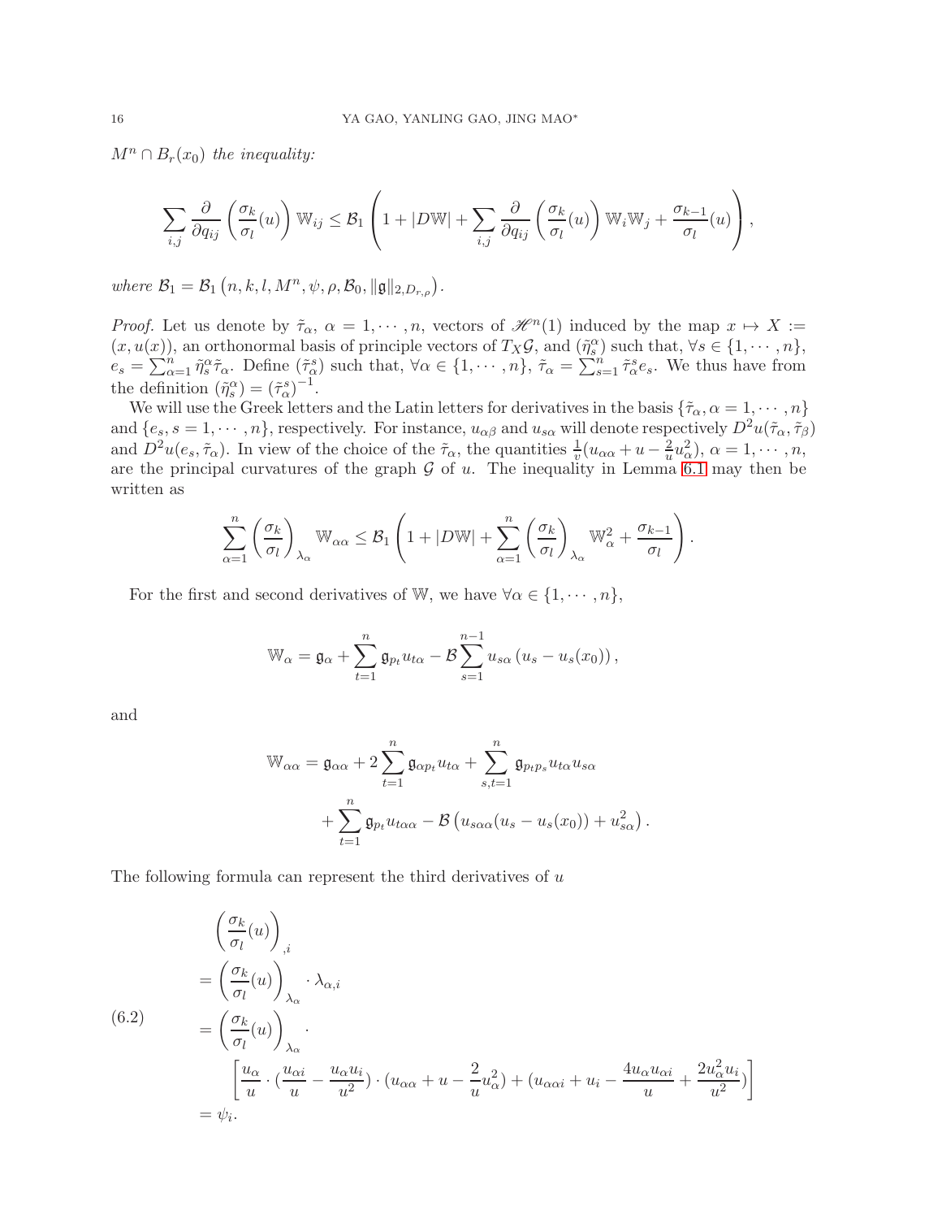$M^n \cap B_r(x_0)$ *the inequality:*

$$\sum_{i,j} \frac{\partial}{\partial q_{ij}} \left( \frac{\sigma_k}{\sigma_l}(u) \right) \mathbb{W}_{ij} \leq \mathcal{B}_1 \left( 1 + |D\mathbb{W}| + \sum_{i,j} \frac{\partial}{\partial q_{ij}} \left( \frac{\sigma_k}{\sigma_l}(u) \right) \mathbb{W}_i \mathbb{W}_j + \frac{\sigma_{k-1}}{\sigma_l}(u) \right),$$

*where* $\mathcal{B}_1 = \mathcal{B}_1 \left( n, k, l, M^n, \psi, \rho, \mathcal{B}_0, \|\mathfrak{g}\|_{2,D_{r,\rho}} \right)$.

*Proof.* Let us denote by $\tilde{\tau}_\alpha$, $\alpha = 1, \cdots, n$, vectors of $\mathscr{H}^n(1)$ induced by the map $x \mapsto X := (x, u(x))$, an orthonormal basis of principle vectors of $T_X\mathcal{G}$, and $(\tilde{\eta}_s^\alpha)$ such that, $\forall s \in \{1, \cdots, n\}$, $e_s = \sum_{\alpha=1}^n \tilde{\eta}_s^\alpha \tilde{\tau}_\alpha$. Define $(\tilde{\tau}_\alpha^s)$ such that, $\forall \alpha \in \{1, \cdots, n\}$, $\tilde{\tau}_\alpha = \sum_{s=1}^n \tilde{\tau}_\alpha^s e_s$. We thus have from the definition $(\tilde{\eta}_s^\alpha) = (\tilde{\tau}_\alpha^s)^{-1}$.

We will use the Greek letters and the Latin letters for derivatives in the basis $\{\tilde{\tau}_\alpha, \alpha = 1, \cdots, n\}$ and $\{e_s, s = 1, \cdots, n\}$, respectively. For instance, $u_{\alpha\beta}$ and $u_{s\alpha}$ will denote respectively $D^2u(\tilde{\tau}_\alpha, \tilde{\tau}_\beta)$ and $D^2u(e_s, \tilde{\tau}_\alpha)$. In view of the choice of the $\tilde{\tau}_\alpha$, the quantities $\frac{1}{v}(u_{\alpha\alpha} + u - \frac{2}{u}u_\alpha^2)$, $\alpha = 1, \cdots, n$, are the principal curvatures of the graph $\mathcal{G}$ of $u$. The inequality in Lemma 6.1 may then be written as

$$\sum_{\alpha=1}^n \left( \frac{\sigma_k}{\sigma_l} \right)_{\lambda_\alpha} \mathbb{W}_{\alpha\alpha} \leq \mathcal{B}_1 \left( 1 + |D\mathbb{W}| + \sum_{\alpha=1}^n \left( \frac{\sigma_k}{\sigma_l} \right)_{\lambda_\alpha} \mathbb{W}_\alpha^2 + \frac{\sigma_{k-1}}{\sigma_l} \right).$$

For the first and second derivatives of $\mathbb{W}$, we have $\forall \alpha \in \{1, \cdots, n\}$,

$$\mathbb{W}_\alpha = \mathfrak{g}_\alpha + \sum_{t=1}^n \mathfrak{g}_{p_t} u_{t\alpha} - \mathcal{B} \sum_{s=1}^{n-1} u_{s\alpha} \left( u_s - u_s(x_0) \right),$$

and

$$\begin{aligned} \mathbb{W}_{\alpha\alpha} = \mathfrak{g}_{\alpha\alpha} &+ 2 \sum_{t=1}^n \mathfrak{g}_{\alpha p_t} u_{t\alpha} + \sum_{s,t=1}^n \mathfrak{g}_{p_t p_s} u_{t\alpha} u_{s\alpha} \\ &+ \sum_{t=1}^n \mathfrak{g}_{p_t} u_{t\alpha\alpha} - \mathcal{B} \left( u_{s\alpha\alpha}(u_s - u_s(x_0)) + u_{s\alpha}^2 \right). \end{aligned}$$

The following formula can represent the third derivatives of $u$

$$\begin{aligned} &\left( \frac{\sigma_k}{\sigma_l}(u) \right)_{,i} \\ &= \left( \frac{\sigma_k}{\sigma_l}(u) \right)_{\lambda_\alpha} \cdot \lambda_{\alpha,i} \\ &= \left( \frac{\sigma_k}{\sigma_l}(u) \right)_{\lambda_\alpha} \cdot \\ &\qquad \left[ \frac{u_\alpha}{u} \cdot (\frac{u_{\alpha i}}{u} - \frac{u_\alpha u_i}{u^2}) \cdot (u_{\alpha\alpha} + u - \frac{2}{u}u_\alpha^2) + (u_{\alpha\alpha i} + u_i - \frac{4u_\alpha u_{\alpha i}}{u} + \frac{2u_\alpha^2 u_i}{u^2}) \right] \\ &= \psi_i. \end{aligned} \tag{6.2}$$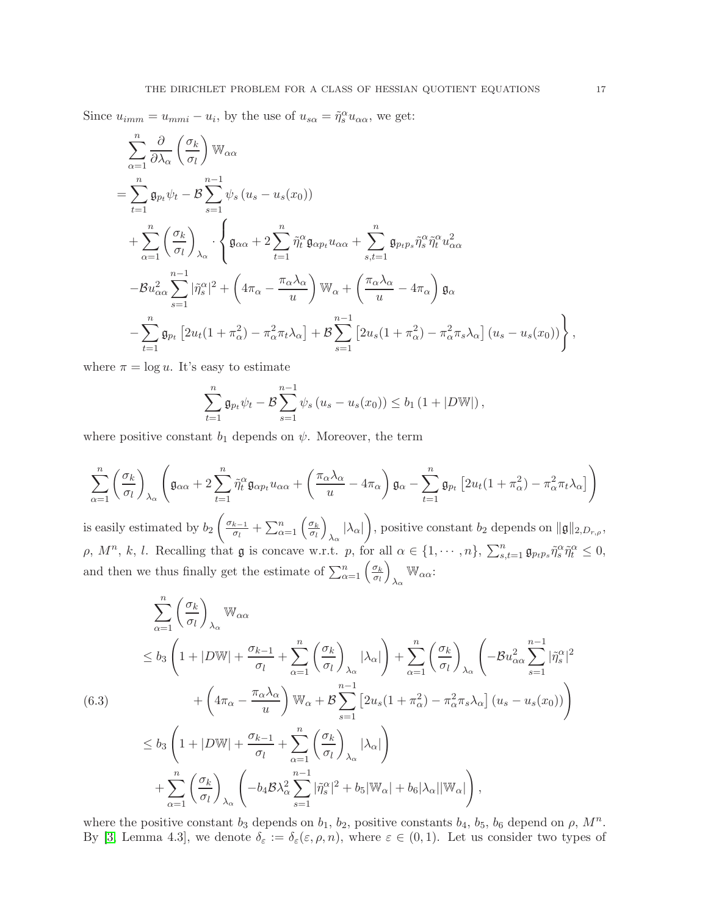Since $u_{imm} = u_{mmi} - u_i$, by the use of $u_{s\alpha} = \tilde{\eta}_s^\alpha u_{\alpha\alpha}$, we get:

$$
\begin{aligned}
&\sum_{\alpha=1}^{n} \frac{\partial}{\partial \lambda_\alpha}\left(\frac{\sigma_k}{\sigma_l}\right) \mathbb{W}_{\alpha\alpha} \\
=& \sum_{t=1}^{n} \mathfrak{g}_{p_t}\psi_t - \mathcal{B}\sum_{s=1}^{n-1}\psi_s\left(u_s - u_s(x_0)\right) \\
&+ \sum_{\alpha=1}^{n}\left(\frac{\sigma_k}{\sigma_l}\right)_{\lambda_\alpha}\cdot\Bigg\{\mathfrak{g}_{\alpha\alpha} + 2\sum_{t=1}^{n}\tilde{\eta}_t^\alpha \mathfrak{g}_{\alpha p_t} u_{\alpha\alpha} + \sum_{s,t=1}^{n}\mathfrak{g}_{p_t p_s}\tilde{\eta}_s^\alpha\tilde{\eta}_t^\alpha u_{\alpha\alpha}^2 \\
&-\mathcal{B}u_{\alpha\alpha}^2\sum_{s=1}^{n-1}|\tilde{\eta}_s^\alpha|^2 + \left(4\pi_\alpha - \frac{\pi_\alpha\lambda_\alpha}{u}\right)\mathbb{W}_\alpha + \left(\frac{\pi_\alpha\lambda_\alpha}{u} - 4\pi_\alpha\right)\mathfrak{g}_\alpha \\
&-\sum_{t=1}^{n}\mathfrak{g}_{p_t}\left[2u_t(1+\pi_\alpha^2) - \pi_\alpha^2\pi_t\lambda_\alpha\right] + \mathcal{B}\sum_{s=1}^{n-1}\left[2u_s(1+\pi_\alpha^2) - \pi_\alpha^2\pi_s\lambda_\alpha\right]\left(u_s - u_s(x_0)\right)\Bigg\},
\end{aligned}
$$

where $\pi = \log u$. It's easy to estimate

$$
\sum_{t=1}^{n}\mathfrak{g}_{p_t}\psi_t - \mathcal{B}\sum_{s=1}^{n-1}\psi_s\left(u_s - u_s(x_0)\right) \le b_1\left(1 + |D\mathbb{W}|\right),
$$

where positive constant $b_1$ depends on $\psi$. Moreover, the term

$$
\sum_{\alpha=1}^{n}\left(\frac{\sigma_k}{\sigma_l}\right)_{\lambda_\alpha}\left(\mathfrak{g}_{\alpha\alpha} + 2\sum_{t=1}^{n}\tilde{\eta}_t^\alpha\mathfrak{g}_{\alpha p_t}u_{\alpha\alpha} + \left(\frac{\pi_\alpha\lambda_\alpha}{u} - 4\pi_\alpha\right)\mathfrak{g}_\alpha - \sum_{t=1}^{n}\mathfrak{g}_{p_t}\left[2u_t(1+\pi_\alpha^2) - \pi_\alpha^2\pi_t\lambda_\alpha\right]\right)
$$

is easily estimated by $b_2\left(\frac{\sigma_{k-1}}{\sigma_l} + \sum_{\alpha=1}^{n}\left(\frac{\sigma_k}{\sigma_l}\right)_{\lambda_\alpha}|\lambda_\alpha|\right)$, positive constant $b_2$ depends on $\|\mathfrak{g}\|_{2,D_{r,\rho}}$, $\rho$, $M^n$, $k$, $l$. Recalling that $\mathfrak{g}$ is concave w.r.t. $p$, for all $\alpha \in \{1, \cdots, n\}$, $\sum_{s,t=1}^{n}\mathfrak{g}_{p_t p_s}\tilde{\eta}_s^\alpha\tilde{\eta}_t^\alpha \le 0$, and then we thus finally get the estimate of $\sum_{\alpha=1}^{n}\left(\frac{\sigma_k}{\sigma_l}\right)_{\lambda_\alpha}\mathbb{W}_{\alpha\alpha}$:

$$
\begin{aligned}
&\sum_{\alpha=1}^{n}\left(\frac{\sigma_k}{\sigma_l}\right)_{\lambda_\alpha}\mathbb{W}_{\alpha\alpha} \\
\le\ & b_3\left(1 + |D\mathbb{W}| + \frac{\sigma_{k-1}}{\sigma_l} + \sum_{\alpha=1}^{n}\left(\frac{\sigma_k}{\sigma_l}\right)_{\lambda_\alpha}|\lambda_\alpha|\right) + \sum_{\alpha=1}^{n}\left(\frac{\sigma_k}{\sigma_l}\right)_{\lambda_\alpha}\Bigg(-\mathcal{B}u_{\alpha\alpha}^2\sum_{s=1}^{n-1}|\tilde{\eta}_s^\alpha|^2 \\
&\qquad + \left(4\pi_\alpha - \frac{\pi_\alpha\lambda_\alpha}{u}\right)\mathbb{W}_\alpha + \mathcal{B}\sum_{s=1}^{n-1}\left[2u_s(1+\pi_\alpha^2) - \pi_\alpha^2\pi_s\lambda_\alpha\right]\left(u_s - u_s(x_0)\right)\Bigg) \\
\le\ & b_3\left(1 + |D\mathbb{W}| + \frac{\sigma_{k-1}}{\sigma_l} + \sum_{\alpha=1}^{n}\left(\frac{\sigma_k}{\sigma_l}\right)_{\lambda_\alpha}|\lambda_\alpha|\right) \\
&+ \sum_{\alpha=1}^{n}\left(\frac{\sigma_k}{\sigma_l}\right)_{\lambda_\alpha}\left(-b_4\mathcal{B}\lambda_\alpha^2\sum_{s=1}^{n-1}|\tilde{\eta}_s^\alpha|^2 + b_5|\mathbb{W}_\alpha| + b_6|\lambda_\alpha||\mathbb{W}_\alpha|\right),
\end{aligned}
\tag{6.3}
$$

where the positive constant $b_3$ depends on $b_1$, $b_2$, positive constants $b_4$, $b_5$, $b_6$ depend on $\rho$, $M^n$. By [3, Lemma 4.3], we denote $\delta_\varepsilon := \delta_\varepsilon(\varepsilon, \rho, n)$, where $\varepsilon \in (0,1)$. Let us consider two types of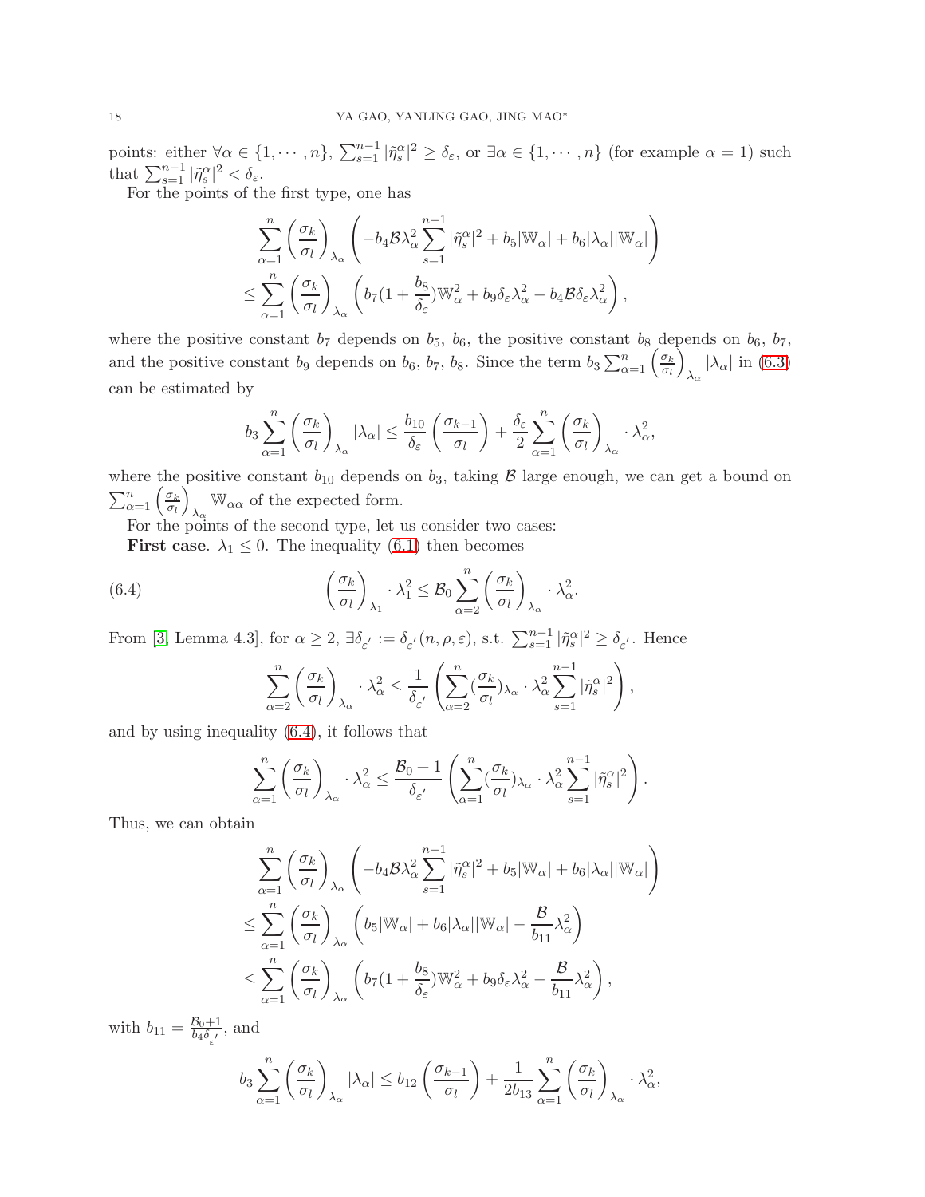points: either $\forall \alpha \in \{1, \cdots, n\}$, $\sum_{s=1}^{n-1} |\tilde{\eta}_s^\alpha|^2 \geq \delta_\varepsilon$, or $\exists \alpha \in \{1, \cdots, n\}$ (for example $\alpha = 1$) such that $\sum_{s=1}^{n-1} |\tilde{\eta}_s^\alpha|^2 < \delta_\varepsilon$.

For the points of the first type, one has

$$
\begin{aligned}
&\sum_{\alpha=1}^{n} \left(\frac{\sigma_k}{\sigma_l}\right)_{\lambda_\alpha} \left( -b_4 \mathcal{B} \lambda_\alpha^2 \sum_{s=1}^{n-1} |\tilde{\eta}_s^\alpha|^2 + b_5 |\mathbb{W}_\alpha| + b_6 |\lambda_\alpha| |\mathbb{W}_\alpha| \right) \\
\leq &\sum_{\alpha=1}^{n} \left(\frac{\sigma_k}{\sigma_l}\right)_{\lambda_\alpha} \left( b_7 (1 + \frac{b_8}{\delta_\varepsilon}) \mathbb{W}_\alpha^2 + b_9 \delta_\varepsilon \lambda_\alpha^2 - b_4 \mathcal{B} \delta_\varepsilon \lambda_\alpha^2 \right),
\end{aligned}
$$

where the positive constant $b_7$ depends on $b_5$, $b_6$, the positive constant $b_8$ depends on $b_6$, $b_7$, and the positive constant $b_9$ depends on $b_6$, $b_7$, $b_8$. Since the term $b_3 \sum_{\alpha=1}^{n} \left(\frac{\sigma_k}{\sigma_l}\right)_{\lambda_\alpha} |\lambda_\alpha|$ in (6.3) can be estimated by

$$
b_3 \sum_{\alpha=1}^{n} \left(\frac{\sigma_k}{\sigma_l}\right)_{\lambda_\alpha} |\lambda_\alpha| \leq \frac{b_{10}}{\delta_\varepsilon} \left(\frac{\sigma_{k-1}}{\sigma_l}\right) + \frac{\delta_\varepsilon}{2} \sum_{\alpha=1}^{n} \left(\frac{\sigma_k}{\sigma_l}\right)_{\lambda_\alpha} \cdot \lambda_\alpha^2,
$$

where the positive constant $b_{10}$ depends on $b_3$, taking $\mathcal{B}$ large enough, we can get a bound on $\sum_{\alpha=1}^{n} \left(\frac{\sigma_k}{\sigma_l}\right)_{\lambda_\alpha} \mathbb{W}_{\alpha\alpha}$ of the expected form.

For the points of the second type, let us consider two cases:

**First case**. $\lambda_1 \leq 0$. The inequality (6.1) then becomes

$$
\left(\frac{\sigma_k}{\sigma_l}\right)_{\lambda_1} \cdot \lambda_1^2 \leq \mathcal{B}_0 \sum_{\alpha=2}^{n} \left(\frac{\sigma_k}{\sigma_l}\right)_{\lambda_\alpha} \cdot \lambda_\alpha^2. \tag{6.4}
$$

From [3, Lemma 4.3], for $\alpha \geq 2$, $\exists \delta_{\varepsilon'} := \delta_{\varepsilon'}(n, \rho, \varepsilon)$, s.t. $\sum_{s=1}^{n-1} |\tilde{\eta}_s^\alpha|^2 \geq \delta_{\varepsilon'}$. Hence

$$
\sum_{\alpha=2}^{n} \left(\frac{\sigma_k}{\sigma_l}\right)_{\lambda_\alpha} \cdot \lambda_\alpha^2 \leq \frac{1}{\delta_{\varepsilon'}} \left( \sum_{\alpha=2}^{n} (\frac{\sigma_k}{\sigma_l})_{\lambda_\alpha} \cdot \lambda_\alpha^2 \sum_{s=1}^{n-1} |\tilde{\eta}_s^\alpha|^2 \right),
$$

and by using inequality (6.4), it follows that

$$
\sum_{\alpha=1}^{n} \left(\frac{\sigma_k}{\sigma_l}\right)_{\lambda_\alpha} \cdot \lambda_\alpha^2 \leq \frac{\mathcal{B}_0 + 1}{\delta_{\varepsilon'}} \left( \sum_{\alpha=1}^{n} (\frac{\sigma_k}{\sigma_l})_{\lambda_\alpha} \cdot \lambda_\alpha^2 \sum_{s=1}^{n-1} |\tilde{\eta}_s^\alpha|^2 \right).
$$

Thus, we can obtain

$$
\begin{aligned}
&\sum_{\alpha=1}^{n} \left(\frac{\sigma_k}{\sigma_l}\right)_{\lambda_\alpha} \left( -b_4 \mathcal{B} \lambda_\alpha^2 \sum_{s=1}^{n-1} |\tilde{\eta}_s^\alpha|^2 + b_5 |\mathbb{W}_\alpha| + b_6 |\lambda_\alpha| |\mathbb{W}_\alpha| \right) \\
\leq &\sum_{\alpha=1}^{n} \left(\frac{\sigma_k}{\sigma_l}\right)_{\lambda_\alpha} \left( b_5 |\mathbb{W}_\alpha| + b_6 |\lambda_\alpha| |\mathbb{W}_\alpha| - \frac{\mathcal{B}}{b_{11}} \lambda_\alpha^2 \right) \\
\leq &\sum_{\alpha=1}^{n} \left(\frac{\sigma_k}{\sigma_l}\right)_{\lambda_\alpha} \left( b_7 (1 + \frac{b_8}{\delta_\varepsilon}) \mathbb{W}_\alpha^2 + b_9 \delta_\varepsilon \lambda_\alpha^2 - \frac{\mathcal{B}}{b_{11}} \lambda_\alpha^2 \right),
\end{aligned}
$$

with $b_{11} = \frac{\mathcal{B}_0 + 1}{b_4 \delta_{\varepsilon'}}$, and

$$
b_3 \sum_{\alpha=1}^{n} \left(\frac{\sigma_k}{\sigma_l}\right)_{\lambda_\alpha} |\lambda_\alpha| \leq b_{12} \left(\frac{\sigma_{k-1}}{\sigma_l}\right) + \frac{1}{2b_{13}} \sum_{\alpha=1}^{n} \left(\frac{\sigma_k}{\sigma_l}\right)_{\lambda_\alpha} \cdot \lambda_\alpha^2,
$$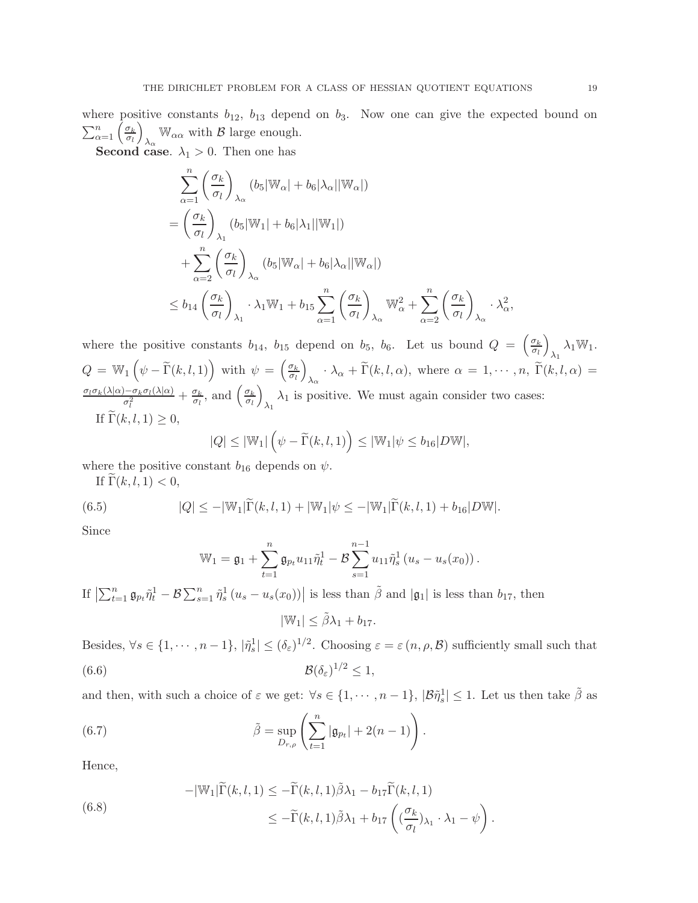where positive constants $b_{12}$, $b_{13}$ depend on $b_3$. Now one can give the expected bound on $\sum_{\alpha=1}^{n}\left(\frac{\sigma_k}{\sigma_l}\right)_{\lambda_\alpha}\mathbb{W}_{\alpha\alpha}$ with $\mathcal{B}$ large enough.

**Second case**. $\lambda_1 > 0$. Then one has

$$
\begin{aligned}
&\sum_{\alpha=1}^{n}\left(\frac{\sigma_k}{\sigma_l}\right)_{\lambda_\alpha}\left(b_5|\mathbb{W}_\alpha| + b_6|\lambda_\alpha||\mathbb{W}_\alpha|\right)\\
=&\left(\frac{\sigma_k}{\sigma_l}\right)_{\lambda_1}\left(b_5|\mathbb{W}_1| + b_6|\lambda_1||\mathbb{W}_1|\right)\\
&+\sum_{\alpha=2}^{n}\left(\frac{\sigma_k}{\sigma_l}\right)_{\lambda_\alpha}\left(b_5|\mathbb{W}_\alpha| + b_6|\lambda_\alpha||\mathbb{W}_\alpha|\right)\\
\leq\, & b_{14}\left(\frac{\sigma_k}{\sigma_l}\right)_{\lambda_1}\cdot\lambda_1\mathbb{W}_1 + b_{15}\sum_{\alpha=1}^{n}\left(\frac{\sigma_k}{\sigma_l}\right)_{\lambda_\alpha}\mathbb{W}_\alpha^2 + \sum_{\alpha=2}^{n}\left(\frac{\sigma_k}{\sigma_l}\right)_{\lambda_\alpha}\cdot\lambda_\alpha^2,
\end{aligned}
$$

where the positive constants $b_{14}$, $b_{15}$ depend on $b_5$, $b_6$. Let us bound $Q = \left(\frac{\sigma_k}{\sigma_l}\right)_{\lambda_1}\lambda_1\mathbb{W}_1$. $Q = \mathbb{W}_1\left(\psi - \widetilde{\Gamma}(k,l,1)\right)$ with $\psi = \left(\frac{\sigma_k}{\sigma_l}\right)_{\lambda_\alpha}\cdot\lambda_\alpha + \widetilde{\Gamma}(k,l,\alpha)$, where $\alpha = 1,\cdots,n$, $\widetilde{\Gamma}(k,l,\alpha) = \frac{\sigma_l\sigma_k(\lambda|\alpha) - \sigma_k\sigma_l(\lambda|\alpha)}{\sigma_l^2} + \frac{\sigma_k}{\sigma_l}$, and $\left(\frac{\sigma_k}{\sigma_l}\right)_{\lambda_1}\lambda_1$ is positive. We must again consider two cases:

If $\widetilde{\Gamma}(k,l,1) \geq 0$,

$$
|Q| \leq |\mathbb{W}_1|\left(\psi - \widetilde{\Gamma}(k,l,1)\right) \leq |\mathbb{W}_1|\psi \leq b_{16}|D\mathbb{W}|,
$$

where the positive constant $b_{16}$ depends on $\psi$.

If $\widetilde{\Gamma}(k,l,1) < 0$,

$$
|Q| \leq -|\mathbb{W}_1|\widetilde{\Gamma}(k,l,1) + |\mathbb{W}_1|\psi \leq -|\mathbb{W}_1|\widetilde{\Gamma}(k,l,1) + b_{16}|D\mathbb{W}|. \tag{6.5}
$$

Since

$$
\mathbb{W}_1 = \mathfrak{g}_1 + \sum_{t=1}^{n}\mathfrak{g}_{p_t}u_{11}\tilde{\eta}_t^1 - \mathcal{B}\sum_{s=1}^{n-1}u_{11}\tilde{\eta}_s^1\left(u_s - u_s(x_0)\right).
$$

If $\left|\sum_{t=1}^{n}\mathfrak{g}_{p_t}\tilde{\eta}_t^1 - \mathcal{B}\sum_{s=1}^{n}\tilde{\eta}_s^1\left(u_s - u_s(x_0)\right)\right|$ is less than $\tilde{\beta}$ and $|\mathfrak{g}_1|$ is less than $b_{17}$, then

$$
|\mathbb{W}_1| \leq \tilde{\beta}\lambda_1 + b_{17}.
$$

Besides, $\forall s \in \{1,\cdots,n-1\}$, $|\tilde{\eta}_s^1| \leq (\delta_\varepsilon)^{1/2}$. Choosing $\varepsilon = \varepsilon\left(n,\rho,\mathcal{B}\right)$ sufficiently small such that

$$
\mathcal{B}(\delta_\varepsilon)^{1/2} \leq 1, \tag{6.6}
$$

and then, with such a choice of $\varepsilon$ we get: $\forall s \in \{1,\cdots,n-1\}$, $|\mathcal{B}\tilde{\eta}_s^1| \leq 1$. Let us then take $\tilde{\beta}$ as

$$
\tilde{\beta} = \sup_{D_{r,\rho}}\left(\sum_{t=1}^{n}|\mathfrak{g}_{p_t}| + 2(n-1)\right). \tag{6.7}
$$

Hence,

$$
\begin{aligned}
-|\mathbb{W}_1|\widetilde{\Gamma}(k,l,1) &\leq -\widetilde{\Gamma}(k,l,1)\tilde{\beta}\lambda_1 - b_{17}\widetilde{\Gamma}(k,l,1)\\
&\leq -\widetilde{\Gamma}(k,l,1)\tilde{\beta}\lambda_1 + b_{17}\left((\frac{\sigma_k}{\sigma_l})_{\lambda_1}\cdot\lambda_1 - \psi\right).
\end{aligned} \tag{6.8}
$$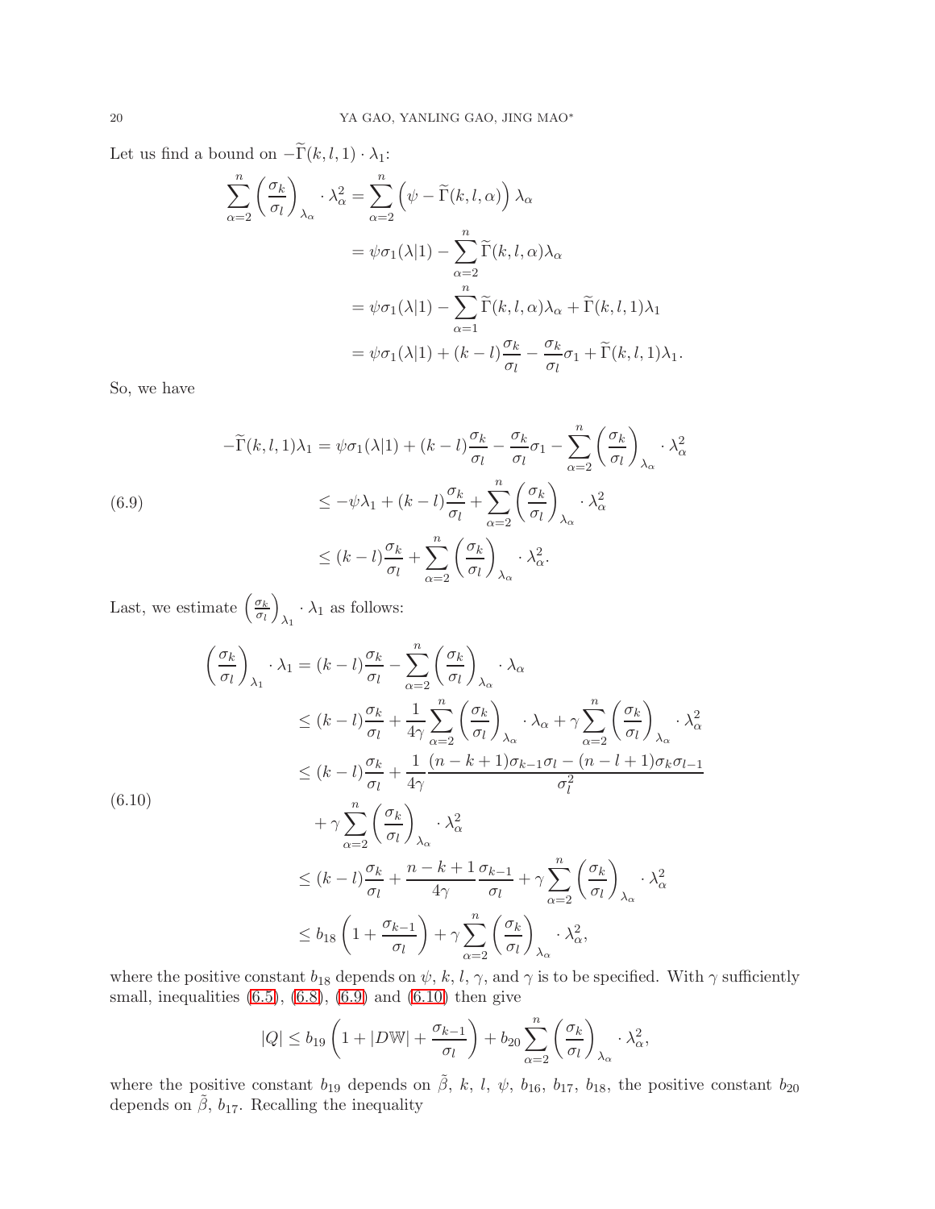Let us find a bound on $-\widetilde{\Gamma}(k,l,1)\cdot\lambda_1$:

$$
\begin{aligned}
\sum_{\alpha=2}^{n}\left(\frac{\sigma_k}{\sigma_l}\right)_{\lambda_\alpha}\cdot\lambda_\alpha^2 &= \sum_{\alpha=2}^{n}\left(\psi-\widetilde{\Gamma}(k,l,\alpha)\right)\lambda_\alpha \\
&= \psi\sigma_1(\lambda|1)-\sum_{\alpha=2}^{n}\widetilde{\Gamma}(k,l,\alpha)\lambda_\alpha \\
&= \psi\sigma_1(\lambda|1)-\sum_{\alpha=1}^{n}\widetilde{\Gamma}(k,l,\alpha)\lambda_\alpha+\widetilde{\Gamma}(k,l,1)\lambda_1 \\
&= \psi\sigma_1(\lambda|1)+(k-l)\frac{\sigma_k}{\sigma_l}-\frac{\sigma_k}{\sigma_l}\sigma_1+\widetilde{\Gamma}(k,l,1)\lambda_1.
\end{aligned}
$$

So, we have

$$
\begin{aligned}
-\widetilde{\Gamma}(k,l,1)\lambda_1 &= \psi\sigma_1(\lambda|1)+(k-l)\frac{\sigma_k}{\sigma_l}-\frac{\sigma_k}{\sigma_l}\sigma_1-\sum_{\alpha=2}^{n}\left(\frac{\sigma_k}{\sigma_l}\right)_{\lambda_\alpha}\cdot\lambda_\alpha^2 \\
&\leq -\psi\lambda_1+(k-l)\frac{\sigma_k}{\sigma_l}+\sum_{\alpha=2}^{n}\left(\frac{\sigma_k}{\sigma_l}\right)_{\lambda_\alpha}\cdot\lambda_\alpha^2 \\
&\leq (k-l)\frac{\sigma_k}{\sigma_l}+\sum_{\alpha=2}^{n}\left(\frac{\sigma_k}{\sigma_l}\right)_{\lambda_\alpha}\cdot\lambda_\alpha^2.
\end{aligned}
\tag{6.9}
$$

Last, we estimate $\left(\frac{\sigma_k}{\sigma_l}\right)_{\lambda_1}\cdot\lambda_1$ as follows:

$$
\begin{aligned}
\left(\frac{\sigma_k}{\sigma_l}\right)_{\lambda_1}\cdot\lambda_1 &= (k-l)\frac{\sigma_k}{\sigma_l}-\sum_{\alpha=2}^{n}\left(\frac{\sigma_k}{\sigma_l}\right)_{\lambda_\alpha}\cdot\lambda_\alpha \\
&\leq (k-l)\frac{\sigma_k}{\sigma_l}+\frac{1}{4\gamma}\sum_{\alpha=2}^{n}\left(\frac{\sigma_k}{\sigma_l}\right)_{\lambda_\alpha}\cdot\lambda_\alpha+\gamma\sum_{\alpha=2}^{n}\left(\frac{\sigma_k}{\sigma_l}\right)_{\lambda_\alpha}\cdot\lambda_\alpha^2 \\
&\leq (k-l)\frac{\sigma_k}{\sigma_l}+\frac{1}{4\gamma}\frac{(n-k+1)\sigma_{k-1}\sigma_l-(n-l+1)\sigma_k\sigma_{l-1}}{\sigma_l^2} \\
&\quad+\gamma\sum_{\alpha=2}^{n}\left(\frac{\sigma_k}{\sigma_l}\right)_{\lambda_\alpha}\cdot\lambda_\alpha^2 \\
&\leq (k-l)\frac{\sigma_k}{\sigma_l}+\frac{n-k+1}{4\gamma}\frac{\sigma_{k-1}}{\sigma_l}+\gamma\sum_{\alpha=2}^{n}\left(\frac{\sigma_k}{\sigma_l}\right)_{\lambda_\alpha}\cdot\lambda_\alpha^2 \\
&\leq b_{18}\left(1+\frac{\sigma_{k-1}}{\sigma_l}\right)+\gamma\sum_{\alpha=2}^{n}\left(\frac{\sigma_k}{\sigma_l}\right)_{\lambda_\alpha}\cdot\lambda_\alpha^2,
\end{aligned}
\tag{6.10}
$$

where the positive constant $b_{18}$ depends on $\psi$, $k$, $l$, $\gamma$, and $\gamma$ is to be specified. With $\gamma$ sufficiently small, inequalities (6.5), (6.8), (6.9) and (6.10) then give

$$
|Q|\leq b_{19}\left(1+|D\mathbb{W}|+\frac{\sigma_{k-1}}{\sigma_l}\right)+b_{20}\sum_{\alpha=2}^{n}\left(\frac{\sigma_k}{\sigma_l}\right)_{\lambda_\alpha}\cdot\lambda_\alpha^2,
$$

where the positive constant $b_{19}$ depends on $\tilde{\beta}$, $k$, $l$, $\psi$, $b_{16}$, $b_{17}$, $b_{18}$, the positive constant $b_{20}$ depends on $\tilde{\beta}$, $b_{17}$. Recalling the inequality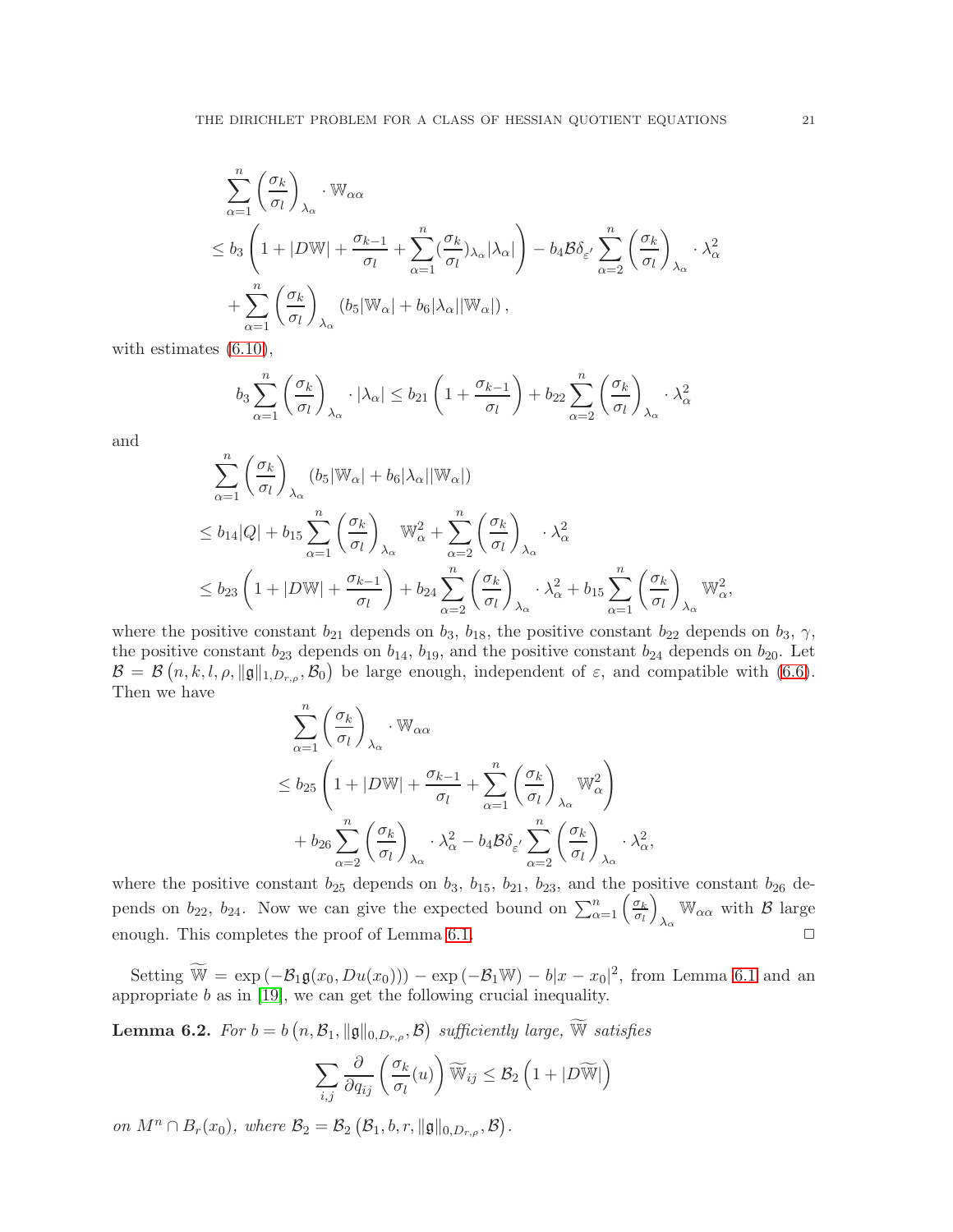$$
\begin{aligned}
&\sum_{\alpha=1}^{n}\left(\frac{\sigma_k}{\sigma_l}\right)_{\lambda_\alpha}\cdot \mathbb{W}_{\alpha\alpha}\\
&\le b_3\left(1+|D\mathbb{W}|+\frac{\sigma_{k-1}}{\sigma_l}+\sum_{\alpha=1}^{n}(\frac{\sigma_k}{\sigma_l})_{\lambda_\alpha}|\lambda_\alpha|\right)-b_4\mathcal{B}\delta_{\varepsilon'}\sum_{\alpha=2}^{n}\left(\frac{\sigma_k}{\sigma_l}\right)_{\lambda_\alpha}\cdot\lambda_\alpha^2\\
&\quad+\sum_{\alpha=1}^{n}\left(\frac{\sigma_k}{\sigma_l}\right)_{\lambda_\alpha}\left(b_5|\mathbb{W}_\alpha|+b_6|\lambda_\alpha||\mathbb{W}_\alpha|\right),
\end{aligned}
$$

with estimates (6.10),

$$
b_3\sum_{\alpha=1}^{n}\left(\frac{\sigma_k}{\sigma_l}\right)_{\lambda_\alpha}\cdot|\lambda_\alpha|\le b_{21}\left(1+\frac{\sigma_{k-1}}{\sigma_l}\right)+b_{22}\sum_{\alpha=2}^{n}\left(\frac{\sigma_k}{\sigma_l}\right)_{\lambda_\alpha}\cdot\lambda_\alpha^2
$$

and

$$
\begin{aligned}
&\sum_{\alpha=1}^{n}\left(\frac{\sigma_k}{\sigma_l}\right)_{\lambda_\alpha}\left(b_5|\mathbb{W}_\alpha|+b_6|\lambda_\alpha||\mathbb{W}_\alpha|\right)\\
&\le b_{14}|Q|+b_{15}\sum_{\alpha=1}^{n}\left(\frac{\sigma_k}{\sigma_l}\right)_{\lambda_\alpha}\mathbb{W}_\alpha^2+\sum_{\alpha=2}^{n}\left(\frac{\sigma_k}{\sigma_l}\right)_{\lambda_\alpha}\cdot\lambda_\alpha^2\\
&\le b_{23}\left(1+|D\mathbb{W}|+\frac{\sigma_{k-1}}{\sigma_l}\right)+b_{24}\sum_{\alpha=2}^{n}\left(\frac{\sigma_k}{\sigma_l}\right)_{\lambda_\alpha}\cdot\lambda_\alpha^2+b_{15}\sum_{\alpha=1}^{n}\left(\frac{\sigma_k}{\sigma_l}\right)_{\lambda_\alpha}\mathbb{W}_\alpha^2,
\end{aligned}
$$

where the positive constant $b_{21}$ depends on $b_3$, $b_{18}$, the positive constant $b_{22}$ depends on $b_3$, $\gamma$, the positive constant $b_{23}$ depends on $b_{14}$, $b_{19}$, and the positive constant $b_{24}$ depends on $b_{20}$. Let $\mathcal{B}=\mathcal{B}\left(n,k,l,\rho,\|\mathfrak{g}\|_{1,D_{r,\rho}},\mathcal{B}_0\right)$ be large enough, independent of $\varepsilon$, and compatible with (6.6). Then we have

$$
\begin{aligned}
&\sum_{\alpha=1}^{n}\left(\frac{\sigma_k}{\sigma_l}\right)_{\lambda_\alpha}\cdot\mathbb{W}_{\alpha\alpha}\\
&\le b_{25}\left(1+|D\mathbb{W}|+\frac{\sigma_{k-1}}{\sigma_l}+\sum_{\alpha=1}^{n}\left(\frac{\sigma_k}{\sigma_l}\right)_{\lambda_\alpha}\mathbb{W}_\alpha^2\right)\\
&\quad+b_{26}\sum_{\alpha=2}^{n}\left(\frac{\sigma_k}{\sigma_l}\right)_{\lambda_\alpha}\cdot\lambda_\alpha^2-b_4\mathcal{B}\delta_{\varepsilon'}\sum_{\alpha=2}^{n}\left(\frac{\sigma_k}{\sigma_l}\right)_{\lambda_\alpha}\cdot\lambda_\alpha^2,
\end{aligned}
$$

where the positive constant $b_{25}$ depends on $b_3$, $b_{15}$, $b_{21}$, $b_{23}$, and the positive constant $b_{26}$ depends on $b_{22}$, $b_{24}$. Now we can give the expected bound on $\sum_{\alpha=1}^{n}\left(\frac{\sigma_k}{\sigma_l}\right)_{\lambda_\alpha}\mathbb{W}_{\alpha\alpha}$ with $\mathcal{B}$ large enough. This completes the proof of Lemma 6.1. □

Setting $\widetilde{\mathbb{W}}=\exp\left(-\mathcal{B}_1\mathfrak{g}(x_0,Du(x_0))\right)-\exp\left(-\mathcal{B}_1\mathbb{W}\right)-b|x-x_0|^2$, from Lemma 6.1 and an appropriate $b$ as in [19], we can get the following crucial inequality.

**Lemma 6.2.** *For $b=b\left(n,\mathcal{B}_1,\|\mathfrak{g}\|_{0,D_{r,\rho}},\mathcal{B}\right)$ sufficiently large, $\widetilde{\mathbb{W}}$ satisfies*

$$
\sum_{i,j}\frac{\partial}{\partial q_{ij}}\left(\frac{\sigma_k}{\sigma_l}(u)\right)\widetilde{\mathbb{W}}_{ij}\le\mathcal{B}_2\left(1+|D\widetilde{\mathbb{W}}|\right)
$$

*on $M^n\cap B_r(x_0)$, where $\mathcal{B}_2=\mathcal{B}_2\left(\mathcal{B}_1,b,r,\|\mathfrak{g}\|_{0,D_{r,\rho}},\mathcal{B}\right)$.*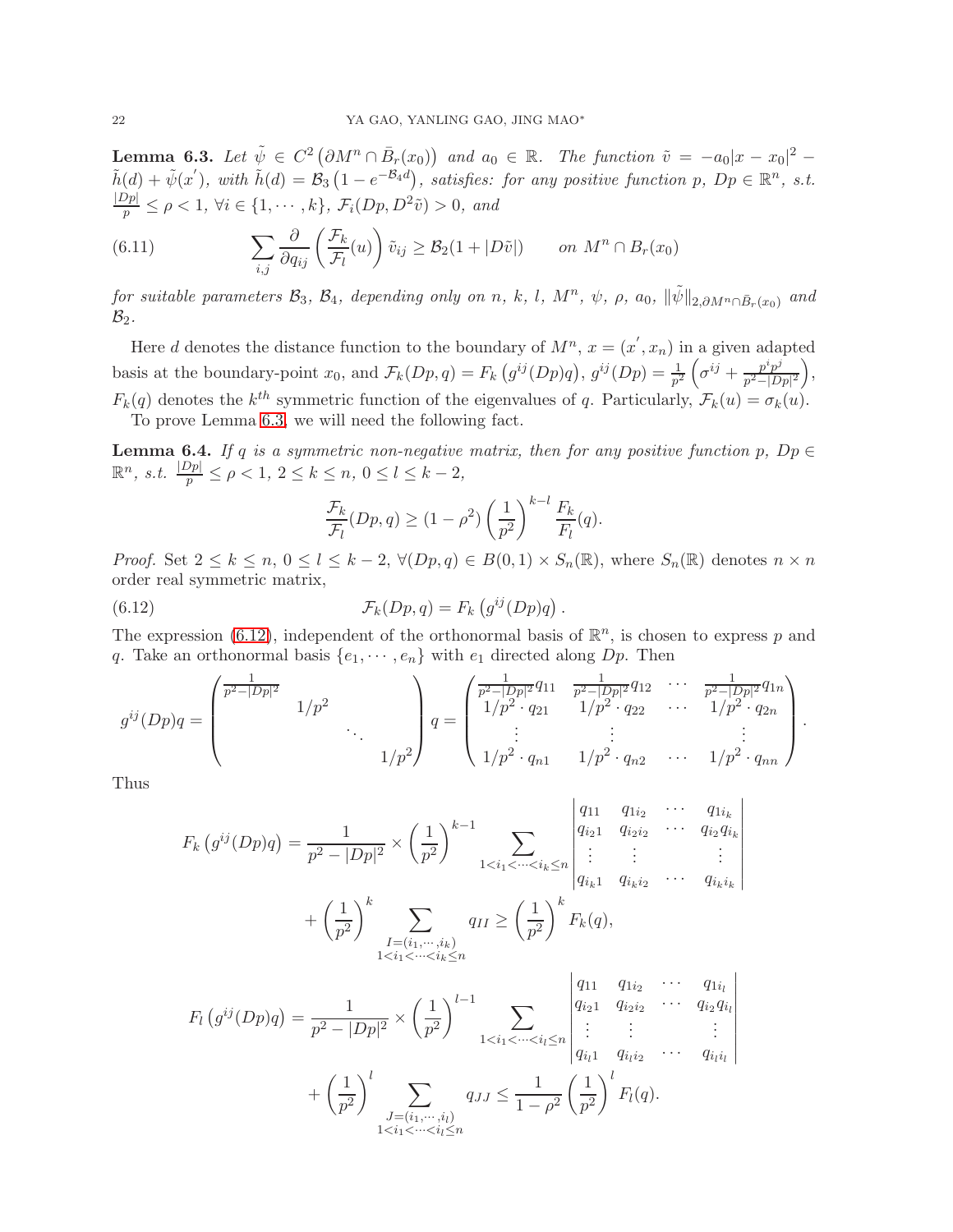**Lemma 6.3.** *Let $\tilde{\psi} \in C^2\left(\partial M^n \cap \bar{B}_r(x_0)\right)$ and $a_0 \in \mathbb{R}$. The function $\tilde{v} = -a_0|x-x_0|^2 - \tilde{h}(d) + \tilde{\psi}(x')$, with $\tilde{h}(d) = \mathcal{B}_3\left(1 - e^{-\mathcal{B}_4 d}\right)$, satisfies: for any positive function $p$, $Dp \in \mathbb{R}^n$, s.t. $\frac{|Dp|}{p} \le \rho < 1$, $\forall i \in \{1, \cdots, k\}$, $\mathcal{F}_i(Dp, D^2\tilde{v}) > 0$, and*

$$\sum_{i,j} \frac{\partial}{\partial q_{ij}} \left(\frac{\mathcal{F}_k}{\mathcal{F}_l}(u)\right) \tilde{v}_{ij} \ge \mathcal{B}_2(1 + |D\tilde{v}|) \qquad \text{on } M^n \cap B_r(x_0) \tag{6.11}$$

*for suitable parameters $\mathcal{B}_3$, $\mathcal{B}_4$, depending only on $n$, $k$, $l$, $M^n$, $\psi$, $\rho$, $a_0$, $\|\tilde{\psi}\|_{2,\partial M^n \cap \bar{B}_r(x_0)}$ and $\mathcal{B}_2$.*

Here $d$ denotes the distance function to the boundary of $M^n$, $x = (x', x_n)$ in a given adapted basis at the boundary-point $x_0$, and $\mathcal{F}_k(Dp, q) = F_k\left(g^{ij}(Dp)q\right)$, $g^{ij}(Dp) = \frac{1}{p^2}\left(\sigma^{ij} + \frac{p^i p^j}{p^2 - |Dp|^2}\right)$, $F_k(q)$ denotes the $k^{th}$ symmetric function of the eigenvalues of $q$. Particularly, $\mathcal{F}_k(u) = \sigma_k(u)$.

To prove Lemma 6.3, we will need the following fact.

**Lemma 6.4.** *If $q$ is a symmetric non-negative matrix, then for any positive function $p$, $Dp \in \mathbb{R}^n$, s.t. $\frac{|Dp|}{p} \le \rho < 1$, $2 \le k \le n$, $0 \le l \le k-2$,*

$$\frac{\mathcal{F}_k}{\mathcal{F}_l}(Dp, q) \ge (1 - \rho^2)\left(\frac{1}{p^2}\right)^{k-l} \frac{F_k}{F_l}(q).$$

*Proof.* Set $2 \le k \le n$, $0 \le l \le k-2$, $\forall (Dp, q) \in B(0,1) \times S_n(\mathbb{R})$, where $S_n(\mathbb{R})$ denotes $n \times n$ order real symmetric matrix,

$$\mathcal{F}_k(Dp, q) = F_k\left(g^{ij}(Dp)q\right). \tag{6.12}$$

The expression (6.12), independent of the orthonormal basis of $\mathbb{R}^n$, is chosen to express $p$ and $q$. Take an orthonormal basis $\{e_1, \cdots, e_n\}$ with $e_1$ directed along $Dp$. Then

$$g^{ij}(Dp)q = \begin{pmatrix} \frac{1}{p^2 - |Dp|^2} & & & \\ & 1/p^2 & & \\ & & \ddots & \\ & & & 1/p^2 \end{pmatrix} q = \begin{pmatrix} \frac{1}{p^2-|Dp|^2} q_{11} & \frac{1}{p^2-|Dp|^2} q_{12} & \cdots & \frac{1}{p^2-|Dp|^2} q_{1n} \\ 1/p^2 \cdot q_{21} & 1/p^2 \cdot q_{22} & \cdots & 1/p^2 \cdot q_{2n} \\ \vdots & \vdots & & \vdots \\ 1/p^2 \cdot q_{n1} & 1/p^2 \cdot q_{n2} & \cdots & 1/p^2 \cdot q_{nn} \end{pmatrix}.$$

Thus

$$\begin{aligned} F_k\left(g^{ij}(Dp)q\right) = &\frac{1}{p^2 - |Dp|^2} \times \left(\frac{1}{p^2}\right)^{k-1} \sum_{1 < i_1 < \cdots < i_k \le n} \begin{vmatrix} q_{11} & q_{1i_2} & \cdots & q_{1i_k} \\ q_{i_21} & q_{i_2i_2} & \cdots & q_{i_2}q_{i_k} \\ \vdots & \vdots & & \vdots \\ q_{i_k1} & q_{i_ki_2} & \cdots & q_{i_ki_k} \end{vmatrix} \\ &+ \left(\frac{1}{p^2}\right)^k \sum_{\substack{I=(i_1,\cdots,i_k) \\ 1<i_1<\cdots<i_k\le n}} q_{II} \ge \left(\frac{1}{p^2}\right)^k F_k(q), \end{aligned}$$

$$\begin{aligned} F_l\left(g^{ij}(Dp)q\right) = &\frac{1}{p^2 - |Dp|^2} \times \left(\frac{1}{p^2}\right)^{l-1} \sum_{1 < i_1 < \cdots < i_l \le n} \begin{vmatrix} q_{11} & q_{1i_2} & \cdots & q_{1i_l} \\ q_{i_21} & q_{i_2i_2} & \cdots & q_{i_2}q_{i_l} \\ \vdots & \vdots & & \vdots \\ q_{i_l1} & q_{i_li_2} & \cdots & q_{i_li_l} \end{vmatrix} \\ &+ \left(\frac{1}{p^2}\right)^l \sum_{\substack{J=(i_1,\cdots,i_l) \\ 1<i_1<\cdots<i_l\le n}} q_{JJ} \le \frac{1}{1-\rho^2}\left(\frac{1}{p^2}\right)^l F_l(q). \end{aligned}$$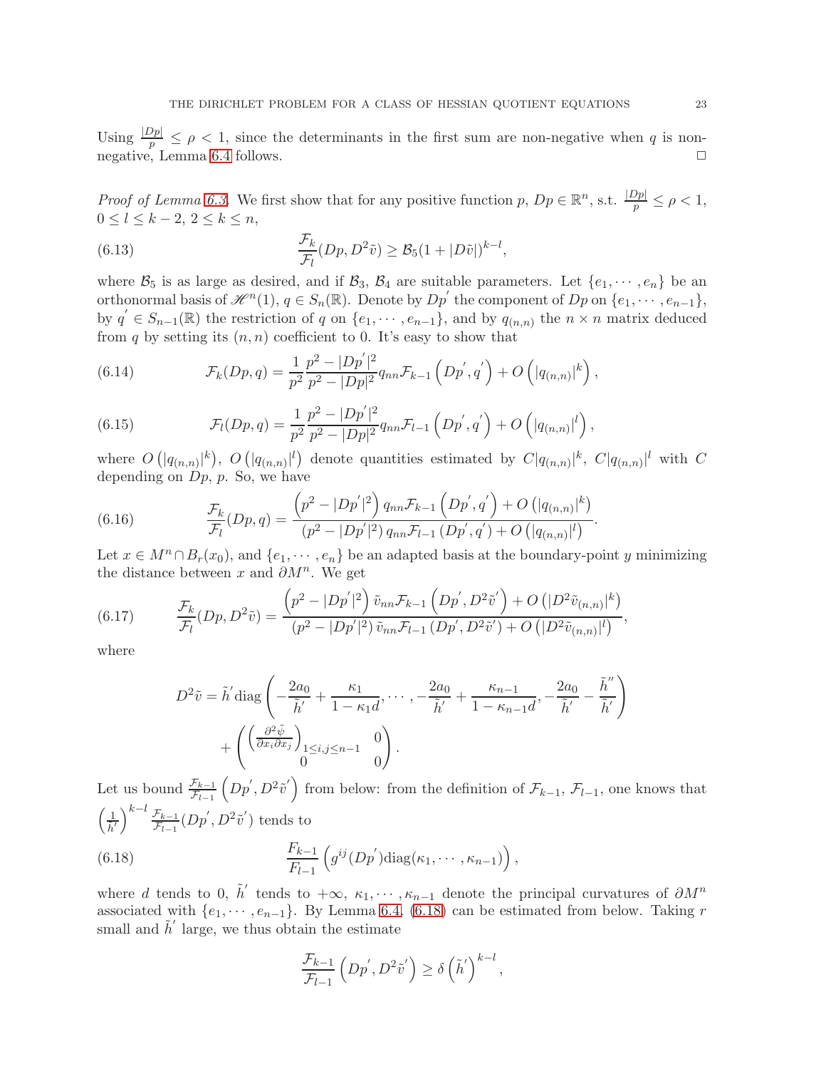Using $\frac{|Dp|}{p} \leq \rho < 1$, since the determinants in the first sum are non-negative when $q$ is non-negative, Lemma 6.4 follows. $\square$

*Proof of Lemma 6.3.* We first show that for any positive function $p$, $Dp \in \mathbb{R}^n$, s.t. $\frac{|Dp|}{p} \leq \rho < 1$, $0 \leq l \leq k-2$, $2 \leq k \leq n$,

$$\frac{\mathcal{F}_k}{\mathcal{F}_l}(Dp, D^2\tilde{v}) \geq \mathcal{B}_5(1+|D\tilde{v}|)^{k-l}, \tag{6.13}$$

where $\mathcal{B}_5$ is as large as desired, and if $\mathcal{B}_3$, $\mathcal{B}_4$ are suitable parameters. Let $\{e_1, \cdots, e_n\}$ be an orthonormal basis of $\mathscr{H}^n(1)$, $q \in S_n(\mathbb{R})$. Denote by $Dp^{'}$ the component of $Dp$ on $\{e_1, \cdots, e_{n-1}\}$, by $q^{'} \in S_{n-1}(\mathbb{R})$ the restriction of $q$ on $\{e_1, \cdots, e_{n-1}\}$, and by $q_{(n,n)}$ the $n \times n$ matrix deduced from $q$ by setting its $(n,n)$ coefficient to 0. It's easy to show that

$$\mathcal{F}_k(Dp, q) = \frac{1}{p^2}\frac{p^2 - |Dp^{'}|^2}{p^2 - |Dp|^2} q_{nn}\mathcal{F}_{k-1}\left(Dp^{'}, q^{'}\right) + O\left(|q_{(n,n)}|^k\right), \tag{6.14}$$

$$\mathcal{F}_l(Dp, q) = \frac{1}{p^2}\frac{p^2 - |Dp^{'}|^2}{p^2 - |Dp|^2} q_{nn}\mathcal{F}_{l-1}\left(Dp^{'}, q^{'}\right) + O\left(|q_{(n,n)}|^l\right), \tag{6.15}$$

where $O\left(|q_{(n,n)}|^k\right)$, $O\left(|q_{(n,n)}|^l\right)$ denote quantities estimated by $C|q_{(n,n)}|^k$, $C|q_{(n,n)}|^l$ with $C$ depending on $Dp$, $p$. So, we have

$$\frac{\mathcal{F}_k}{\mathcal{F}_l}(Dp, q) = \frac{\left(p^2 - |Dp^{'}|^2\right) q_{nn}\mathcal{F}_{k-1}\left(Dp^{'}, q^{'}\right) + O\left(|q_{(n,n)}|^k\right)}{\left(p^2 - |Dp^{'}|^2\right) q_{nn}\mathcal{F}_{l-1}\left(Dp^{'}, q^{'}\right) + O\left(|q_{(n,n)}|^l\right)}. \tag{6.16}$$

Let $x \in M^n \cap B_r(x_0)$, and $\{e_1, \cdots, e_n\}$ be an adapted basis at the boundary-point $y$ minimizing the distance between $x$ and $\partial M^n$. We get

$$\frac{\mathcal{F}_k}{\mathcal{F}_l}(Dp, D^2\tilde{v}) = \frac{\left(p^2 - |Dp^{'}|^2\right) \tilde{v}_{nn}\mathcal{F}_{k-1}\left(Dp^{'}, D^2\tilde{v}^{'}\right) + O\left(|D^2\tilde{v}_{(n,n)}|^k\right)}{\left(p^2 - |Dp^{'}|^2\right) \tilde{v}_{nn}\mathcal{F}_{l-1}\left(Dp^{'}, D^2\tilde{v}^{'}\right) + O\left(|D^2\tilde{v}_{(n,n)}|^l\right)}, \tag{6.17}$$

where

$$D^2\tilde{v} = \tilde{h}^{'}\operatorname{diag}\left(-\frac{2a_0}{\tilde{h}^{'}} + \frac{\kappa_1}{1-\kappa_1 d}, \cdots, -\frac{2a_0}{\tilde{h}^{'}} + \frac{\kappa_{n-1}}{1-\kappa_{n-1} d}, -\frac{2a_0}{\tilde{h}^{'}} - \frac{\tilde{h}^{''}}{\tilde{h}^{'}}\right) + \begin{pmatrix} \left(\frac{\partial^2\tilde{\psi}}{\partial x_i \partial x_j}\right)_{1\leq i,j\leq n-1} & 0 \\ 0 & 0 \end{pmatrix}.$$

Let us bound $\frac{\mathcal{F}_{k-1}}{\mathcal{F}_{l-1}}\left(Dp^{'}, D^2\tilde{v}^{'}\right)$ from below: from the definition of $\mathcal{F}_{k-1}$, $\mathcal{F}_{l-1}$, one knows that $\left(\frac{1}{\tilde{h}^{'}}\right)^{k-l}\frac{\mathcal{F}_{k-1}}{\mathcal{F}_{l-1}}(Dp^{'}, D^2\tilde{v}^{'})$ tends to

$$\frac{F_{k-1}}{F_{l-1}}\left(g^{ij}(Dp^{'})\operatorname{diag}(\kappa_1, \cdots, \kappa_{n-1})\right), \tag{6.18}$$

where $d$ tends to 0, $\tilde{h}^{'}$ tends to $+\infty$, $\kappa_1, \cdots, \kappa_{n-1}$ denote the principal curvatures of $\partial M^n$ associated with $\{e_1, \cdots, e_{n-1}\}$. By Lemma 6.4, (6.18) can be estimated from below. Taking $r$ small and $\tilde{h}^{'}$ large, we thus obtain the estimate

$$\frac{\mathcal{F}_{k-1}}{\mathcal{F}_{l-1}}\left(Dp^{'}, D^2\tilde{v}^{'}\right) \geq \delta\left(\tilde{h}^{'}\right)^{k-l},$$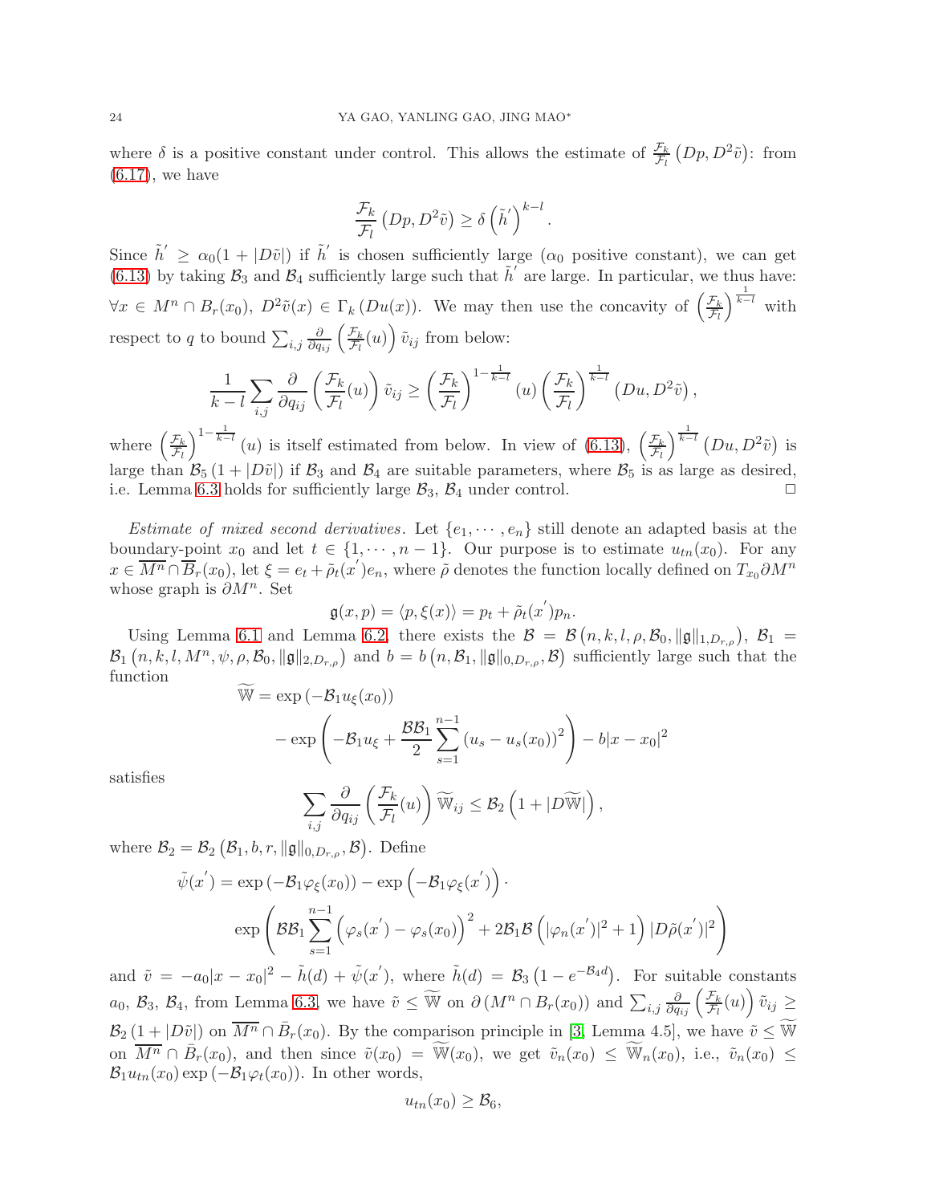where $\delta$ is a positive constant under control. This allows the estimate of $\frac{\mathcal{F}_k}{\mathcal{F}_l}\left(Dp, D^2\tilde{v}\right)$: from (6.17), we have

$$\frac{\mathcal{F}_k}{\mathcal{F}_l}\left(Dp, D^2\tilde{v}\right) \geq \delta\left(\tilde{h}^{'}\right)^{k-l}.$$

Since $\tilde{h}^{'} \geq \alpha_0(1+|D\tilde{v}|)$ if $\tilde{h}^{'}$ is chosen sufficiently large ($\alpha_0$ positive constant), we can get (6.13) by taking $\mathcal{B}_3$ and $\mathcal{B}_4$ sufficiently large such that $\tilde{h}^{'}$ are large. In particular, we thus have: $\forall x \in M^n \cap B_r(x_0)$, $D^2\tilde{v}(x) \in \Gamma_k\left(Du(x)\right)$. We may then use the concavity of $\left(\frac{\mathcal{F}_k}{\mathcal{F}_l}\right)^{\frac{1}{k-l}}$ with respect to $q$ to bound $\sum_{i,j}\frac{\partial}{\partial q_{ij}}\left(\frac{\mathcal{F}_k}{\mathcal{F}_l}(u)\right)\tilde{v}_{ij}$ from below:

$$\frac{1}{k-l}\sum_{i,j}\frac{\partial}{\partial q_{ij}}\left(\frac{\mathcal{F}_k}{\mathcal{F}_l}(u)\right)\tilde{v}_{ij} \geq \left(\frac{\mathcal{F}_k}{\mathcal{F}_l}\right)^{1-\frac{1}{k-l}}(u)\left(\frac{\mathcal{F}_k}{\mathcal{F}_l}\right)^{\frac{1}{k-l}}\left(Du, D^2\tilde{v}\right),$$

where $\left(\frac{\mathcal{F}_k}{\mathcal{F}_l}\right)^{1-\frac{1}{k-l}}(u)$ is itself estimated from below. In view of (6.13), $\left(\frac{\mathcal{F}_k}{\mathcal{F}_l}\right)^{\frac{1}{k-l}}\left(Du, D^2\tilde{v}\right)$ is large than $\mathcal{B}_5\left(1+|D\tilde{v}|\right)$ if $\mathcal{B}_3$ and $\mathcal{B}_4$ are suitable parameters, where $\mathcal{B}_5$ is as large as desired, i.e. Lemma 6.3 holds for sufficiently large $\mathcal{B}_3$, $\mathcal{B}_4$ under control. $\square$

*Estimate of mixed second derivatives.* Let $\{e_1, \cdots, e_n\}$ still denote an adapted basis at the boundary-point $x_0$ and let $t \in \{1, \cdots, n-1\}$. Our purpose is to estimate $u_{tn}(x_0)$. For any $x \in \overline{M^n} \cap \overline{B}_r(x_0)$, let $\xi = e_t + \tilde{\rho}_t(x^{'})e_n$, where $\tilde{\rho}$ denotes the function locally defined on $T_{x_0}\partial M^n$ whose graph is $\partial M^n$. Set

$$\mathfrak{g}(x,p) = \langle p, \xi(x)\rangle = p_t + \tilde{\rho}_t(x^{'})p_n.$$

Using Lemma 6.1 and Lemma 6.2, there exists the $\mathcal{B} = \mathcal{B}\left(n,k,l,\rho,\mathcal{B}_0,\|\mathfrak{g}\|_{1,D_{r,\rho}}\right)$, $\mathcal{B}_1 = \mathcal{B}_1\left(n,k,l,M^n,\psi,\rho,\mathcal{B}_0,\|\mathfrak{g}\|_{2,D_{r,\rho}}\right)$ and $b = b\left(n,\mathcal{B}_1,\|\mathfrak{g}\|_{0,D_{r,\rho}},\mathcal{B}\right)$ sufficiently large such that the function

$$\begin{aligned}\widetilde{\mathbb{W}} &= \exp\left(-\mathcal{B}_1 u_\xi(x_0)\right)\\ &\quad - \exp\left(-\mathcal{B}_1 u_\xi + \frac{\mathcal{B}\mathcal{B}_1}{2}\sum_{s=1}^{n-1}\left(u_s - u_s(x_0)\right)^2\right) - b|x-x_0|^2\end{aligned}$$

satisfies

$$\sum_{i,j}\frac{\partial}{\partial q_{ij}}\left(\frac{\mathcal{F}_k}{\mathcal{F}_l}(u)\right)\widetilde{\mathbb{W}}_{ij} \leq \mathcal{B}_2\left(1+|D\widetilde{\mathbb{W}}|\right),$$

where $\mathcal{B}_2 = \mathcal{B}_2\left(\mathcal{B}_1, b, r, \|\mathfrak{g}\|_{0,D_{r,\rho}}, \mathcal{B}\right)$. Define

$$\begin{aligned}\tilde{\psi}(x^{'}) &= \exp\left(-\mathcal{B}_1\varphi_\xi(x_0)\right) - \exp\left(-\mathcal{B}_1\varphi_\xi(x^{'})\right)\cdot\\ &\quad \exp\left(\mathcal{B}\mathcal{B}_1\sum_{s=1}^{n-1}\left(\varphi_s(x^{'}) - \varphi_s(x_0)\right)^2 + 2\mathcal{B}_1\mathcal{B}\left(|\varphi_n(x^{'})|^2+1\right)|D\tilde{\rho}(x^{'})|^2\right)\end{aligned}$$

and $\tilde{v} = -a_0|x-x_0|^2 - \tilde{h}(d) + \tilde{\psi}(x^{'})$, where $\tilde{h}(d) = \mathcal{B}_3\left(1-e^{-\mathcal{B}_4 d}\right)$. For suitable constants $a_0$, $\mathcal{B}_3$, $\mathcal{B}_4$, from Lemma 6.3, we have $\tilde{v} \leq \widetilde{\mathbb{W}}$ on $\partial\left(M^n \cap B_r(x_0)\right)$ and $\sum_{i,j}\frac{\partial}{\partial q_{ij}}\left(\frac{\mathcal{F}_k}{\mathcal{F}_l}(u)\right)\tilde{v}_{ij} \geq \mathcal{B}_2\left(1+|D\tilde{v}|\right)$ on $\overline{M^n} \cap \bar{B}_r(x_0)$. By the comparison principle in [3, Lemma 4.5], we have $\tilde{v} \leq \widetilde{\mathbb{W}}$ on $\overline{M^n} \cap \bar{B}_r(x_0)$, and then since $\tilde{v}(x_0) = \widetilde{\mathbb{W}}(x_0)$, we get $\tilde{v}_n(x_0) \leq \widetilde{\mathbb{W}}_n(x_0)$, i.e., $\tilde{v}_n(x_0) \leq \mathcal{B}_1 u_{tn}(x_0)\exp\left(-\mathcal{B}_1\varphi_t(x_0)\right)$. In other words,

$$u_{tn}(x_0) \geq \mathcal{B}_6,$$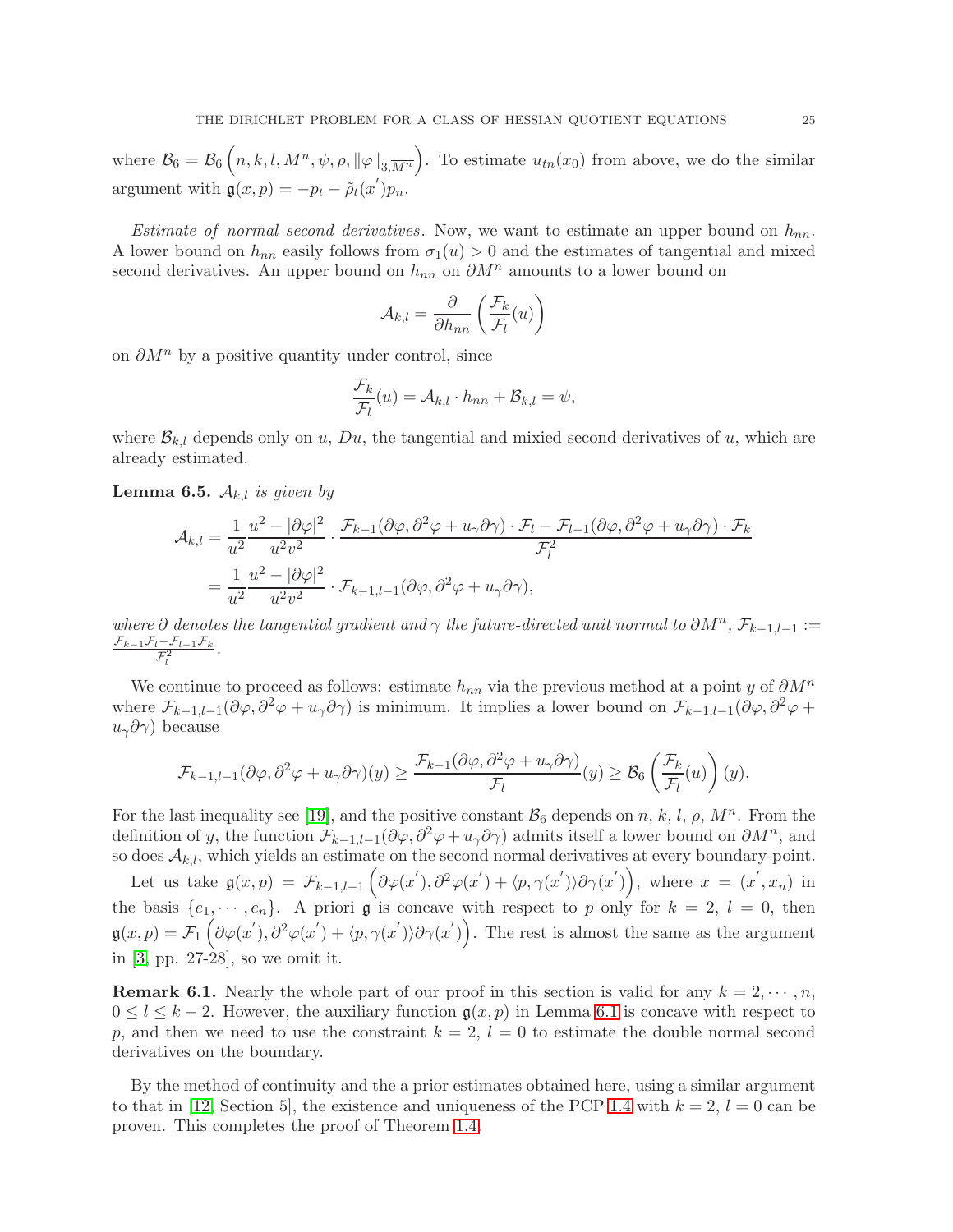where $\mathcal{B}_6 = \mathcal{B}_6\left(n, k, l, M^n, \psi, \rho, \|\varphi\|_{3,\overline{M^n}}\right)$. To estimate $u_{tn}(x_0)$ from above, we do the similar argument with $\mathfrak{g}(x,p) = -p_t - \tilde{\rho}_t(x^{'})p_n$.

*Estimate of normal second derivatives*. Now, we want to estimate an upper bound on $h_{nn}$. A lower bound on $h_{nn}$ easily follows from $\sigma_1(u) > 0$ and the estimates of tangential and mixed second derivatives. An upper bound on $h_{nn}$ on $\partial M^n$ amounts to a lower bound on

$$\mathcal{A}_{k,l} = \frac{\partial}{\partial h_{nn}}\left(\frac{\mathcal{F}_k}{\mathcal{F}_l}(u)\right)$$

on $\partial M^n$ by a positive quantity under control, since

$$\frac{\mathcal{F}_k}{\mathcal{F}_l}(u) = \mathcal{A}_{k,l}\cdot h_{nn} + \mathcal{B}_{k,l} = \psi,$$

where $\mathcal{B}_{k,l}$ depends only on $u$, $Du$, the tangential and mixied second derivatives of $u$, which are already estimated.

**Lemma 6.5.** *$\mathcal{A}_{k,l}$ is given by*

$$\begin{aligned}
\mathcal{A}_{k,l} &= \frac{1}{u^2}\frac{u^2-|\partial\varphi|^2}{u^2v^2}\cdot\frac{\mathcal{F}_{k-1}(\partial\varphi,\partial^2\varphi+u_\gamma\partial\gamma)\cdot\mathcal{F}_l - \mathcal{F}_{l-1}(\partial\varphi,\partial^2\varphi+u_\gamma\partial\gamma)\cdot\mathcal{F}_k}{\mathcal{F}_l^2}\\
&= \frac{1}{u^2}\frac{u^2-|\partial\varphi|^2}{u^2v^2}\cdot\mathcal{F}_{k-1,l-1}(\partial\varphi,\partial^2\varphi+u_\gamma\partial\gamma),
\end{aligned}$$

*where $\partial$ denotes the tangential gradient and $\gamma$ the future-directed unit normal to $\partial M^n$, $\mathcal{F}_{k-1,l-1} := \frac{\mathcal{F}_{k-1}\mathcal{F}_l - \mathcal{F}_{l-1}\mathcal{F}_k}{\mathcal{F}_l^2}$.*

We continue to proceed as follows: estimate $h_{nn}$ via the previous method at a point $y$ of $\partial M^n$ where $\mathcal{F}_{k-1,l-1}(\partial\varphi,\partial^2\varphi+u_\gamma\partial\gamma)$ is minimum. It implies a lower bound on $\mathcal{F}_{k-1,l-1}(\partial\varphi,\partial^2\varphi+u_\gamma\partial\gamma)$ because

$$\mathcal{F}_{k-1,l-1}(\partial\varphi,\partial^2\varphi+u_\gamma\partial\gamma)(y) \geq \frac{\mathcal{F}_{k-1}(\partial\varphi,\partial^2\varphi+u_\gamma\partial\gamma)}{\mathcal{F}_l}(y) \geq \mathcal{B}_6\left(\frac{\mathcal{F}_k}{\mathcal{F}_l}(u)\right)(y).$$

For the last inequality see [19], and the positive constant $\mathcal{B}_6$ depends on $n$, $k$, $l$, $\rho$, $M^n$. From the definition of $y$, the function $\mathcal{F}_{k-1,l-1}(\partial\varphi,\partial^2\varphi+u_\gamma\partial\gamma)$ admits itself a lower bound on $\partial M^n$, and so does $\mathcal{A}_{k,l}$, which yields an estimate on the second normal derivatives at every boundary-point.

Let us take $\mathfrak{g}(x,p) = \mathcal{F}_{k-1,l-1}\left(\partial\varphi(x^{'}),\partial^2\varphi(x^{'})+\langle p,\gamma(x^{'})\rangle\partial\gamma(x^{'})\right)$, where $x = (x^{'}, x_n)$ in the basis $\{e_1,\cdots,e_n\}$. A priori $\mathfrak{g}$ is concave with respect to $p$ only for $k=2$, $l=0$, then $\mathfrak{g}(x,p) = \mathcal{F}_1\left(\partial\varphi(x^{'}),\partial^2\varphi(x^{'})+\langle p,\gamma(x^{'})\rangle\partial\gamma(x^{'})\right)$. The rest is almost the same as the argument in [3, pp. 27-28], so we omit it.

**Remark 6.1.** Nearly the whole part of our proof in this section is valid for any $k = 2,\cdots,n$, $0 \leq l \leq k-2$. However, the auxiliary function $\mathfrak{g}(x,p)$ in Lemma 6.1 is concave with respect to $p$, and then we need to use the constraint $k=2$, $l=0$ to estimate the double normal second derivatives on the boundary.

By the method of continuity and the a prior estimates obtained here, using a similar argument to that in [12, Section 5], the existence and uniqueness of the PCP 1.4 with $k=2$, $l=0$ can be proven. This completes the proof of Theorem 1.4.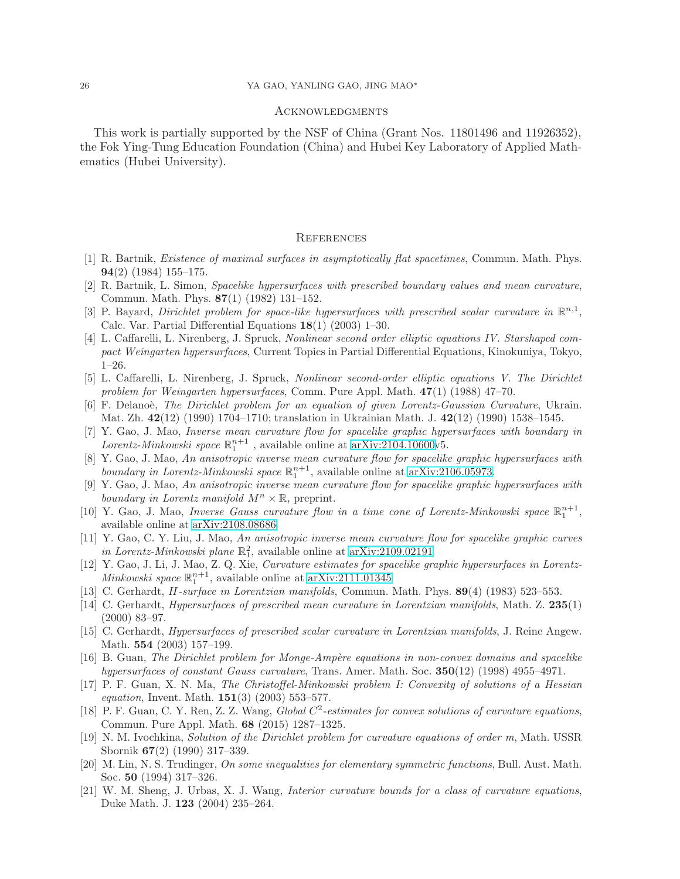## Acknowledgments

This work is partially supported by the NSF of China (Grant Nos. 11801496 and 11926352), the Fok Ying-Tung Education Foundation (China) and Hubei Key Laboratory of Applied Mathematics (Hubei University).

## References

[1] R. Bartnik, *Existence of maximal surfaces in asymptotically flat spacetimes*, Commun. Math. Phys. **94**(2) (1984) 155–175.

[2] R. Bartnik, L. Simon, *Spacelike hypersurfaces with prescribed boundary values and mean curvature*, Commun. Math. Phys. **87**(1) (1982) 131–152.

[3] P. Bayard, *Dirichlet problem for space-like hypersurfaces with prescribed scalar curvature in* $\mathbb{R}^{n,1}$, Calc. Var. Partial Differential Equations **18**(1) (2003) 1–30.

[4] L. Caffarelli, L. Nirenberg, J. Spruck, *Nonlinear second order elliptic equations IV. Starshaped compact Weingarten hypersurfaces*, Current Topics in Partial Differential Equations, Kinokuniya, Tokyo, 1–26.

[5] L. Caffarelli, L. Nirenberg, J. Spruck, *Nonlinear second-order elliptic equations V. The Dirichlet problem for Weingarten hypersurfaces*, Comm. Pure Appl. Math. **47**(1) (1988) 47–70.

[6] F. Delanoè, *The Dirichlet problem for an equation of given Lorentz-Gaussian Curvature*, Ukrain. Mat. Zh. **42**(12) (1990) 1704–1710; translation in Ukrainian Math. J. **42**(12) (1990) 1538–1545.

[7] Y. Gao, J. Mao, *Inverse mean curvature flow for spacelike graphic hypersurfaces with boundary in Lorentz-Minkowski space* $\mathbb{R}^{n+1}_1$ , available online at arXiv:2104.10600v5.

[8] Y. Gao, J. Mao, *An anisotropic inverse mean curvature flow for spacelike graphic hypersurfaces with boundary in Lorentz-Minkowski space* $\mathbb{R}^{n+1}_1$, available online at arXiv:2106.05973.

[9] Y. Gao, J. Mao, *An anisotropic inverse mean curvature flow for spacelike graphic hypersurfaces with boundary in Lorentz manifold* $M^n \times \mathbb{R}$, preprint.

[10] Y. Gao, J. Mao, *Inverse Gauss curvature flow in a time cone of Lorentz-Minkowski space* $\mathbb{R}^{n+1}_1$, available online at arXiv:2108.08686.

[11] Y. Gao, C. Y. Liu, J. Mao, *An anisotropic inverse mean curvature flow for spacelike graphic curves in Lorentz-Minkowski plane* $\mathbb{R}^2_1$, available online at arXiv:2109.02191.

[12] Y. Gao, J. Li, J. Mao, Z. Q. Xie, *Curvature estimates for spacelike graphic hypersurfaces in Lorentz-Minkowski space* $\mathbb{R}^{n+1}_1$, available online at arXiv:2111.01345.

[13] C. Gerhardt, *H-surface in Lorentzian manifolds*, Commun. Math. Phys. **89**(4) (1983) 523–553.

[14] C. Gerhardt, *Hypersurfaces of prescribed mean curvature in Lorentzian manifolds*, Math. Z. **235**(1) (2000) 83–97.

[15] C. Gerhardt, *Hypersurfaces of prescribed scalar curvature in Lorentzian manifolds*, J. Reine Angew. Math. **554** (2003) 157–199.

[16] B. Guan, *The Dirichlet problem for Monge-Ampère equations in non-convex domains and spacelike hypersurfaces of constant Gauss curvature*, Trans. Amer. Math. Soc. **350**(12) (1998) 4955–4971.

[17] P. F. Guan, X. N. Ma, *The Christoffel-Minkowski problem I: Convexity of solutions of a Hessian equation*, Invent. Math. **151**(3) (2003) 553–577.

[18] P. F. Guan, C. Y. Ren, Z. Z. Wang, *Global* $C^2$*-estimates for convex solutions of curvature equations*, Commun. Pure Appl. Math. **68** (2015) 1287–1325.

[19] N. M. Ivochkina, *Solution of the Dirichlet problem for curvature equations of order m*, Math. USSR Sbornik **67**(2) (1990) 317–339.

[20] M. Lin, N. S. Trudinger, *On some inequalities for elementary symmetric functions*, Bull. Aust. Math. Soc. **50** (1994) 317–326.

[21] W. M. Sheng, J. Urbas, X. J. Wang, *Interior curvature bounds for a class of curvature equations*, Duke Math. J. **123** (2004) 235–264.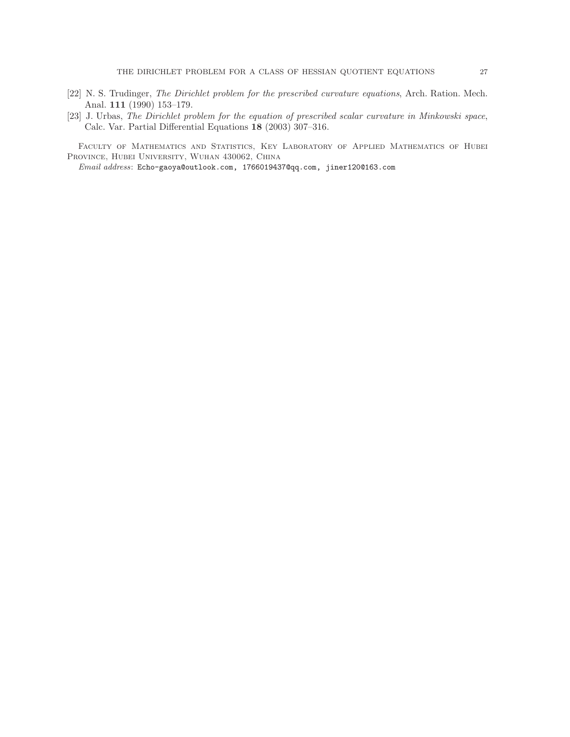[22] N. S. Trudinger, *The Dirichlet problem for the prescribed curvature equations*, Arch. Ration. Mech. Anal. **111** (1990) 153–179.

[23] J. Urbas, *The Dirichlet problem for the equation of prescribed scalar curvature in Minkowski space*, Calc. Var. Partial Differential Equations **18** (2003) 307–316.

Faculty of Mathematics and Statistics, Key Laboratory of Applied Mathematics of Hubei Province, Hubei University, Wuhan 430062, China

*Email address*: Echo-gaoya@outlook.com, 1766019437@qq.com, jiner120@163.com